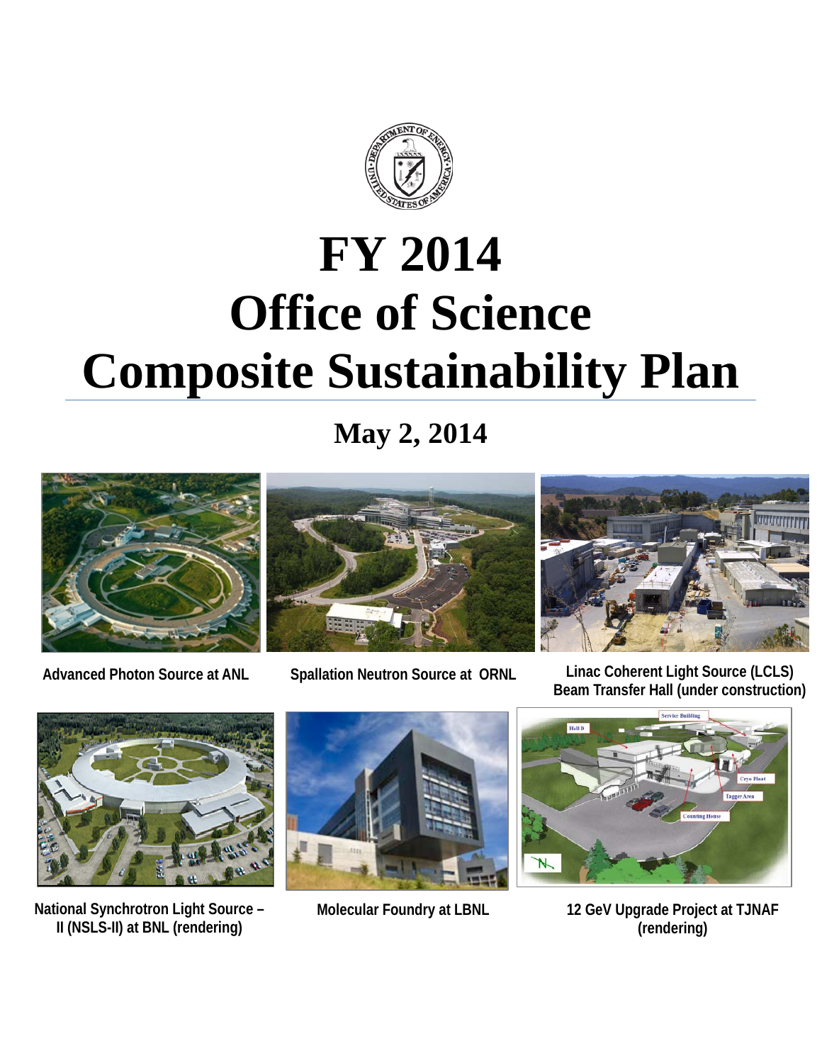# FY 2014 Office of Science Composite Sustainability Plan

**May 2, 2014**

Advanced Photon Source at ANL

Spallation Neutron Source at ORNL

Linac Coherent Light Source (LCLS) Beam Transfer Hall (under construction)

National Synchrotron Light Source – II (NSLS-II) at BNL (rendering)

Molecular Foundry at LBNL

12 GeV Upgrade Project at TJNAF (rendering)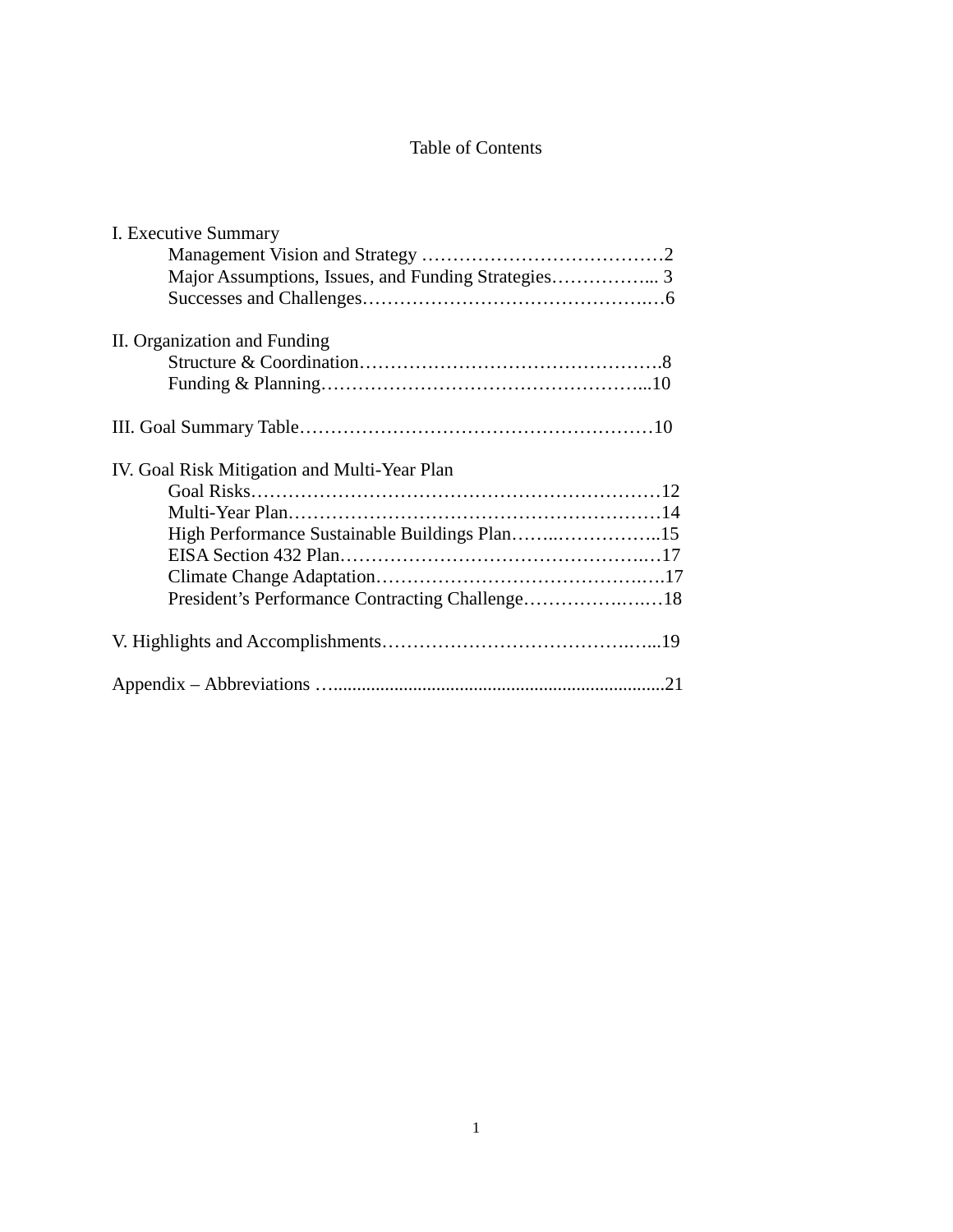# Table of Contents

I. Executive Summary
- Management Vision and Strategy …………………………………2
- Major Assumptions, Issues, and Funding Strategies……………... 3
- Successes and Challenges……………………………………..…6

II. Organization and Funding
- Structure & Coordination………………………………………….8
- Funding & Planning……………………………………………...10

III. Goal Summary Table…………………………………………………10

IV. Goal Risk Mitigation and Multi-Year Plan
- Goal Risks…………………………………………………………12
- Multi-Year Plan……………………………………………………14
- High Performance Sustainable Buildings Plan……..……………..15
- EISA Section 432 Plan…………………………………………..…17
- Climate Change Adaptation…………………………………….….17
- President's Performance Contracting Challenge…………….….…18

V. Highlights and Accomplishments………………………………….…...19

Appendix – Abbreviations …......................................................................21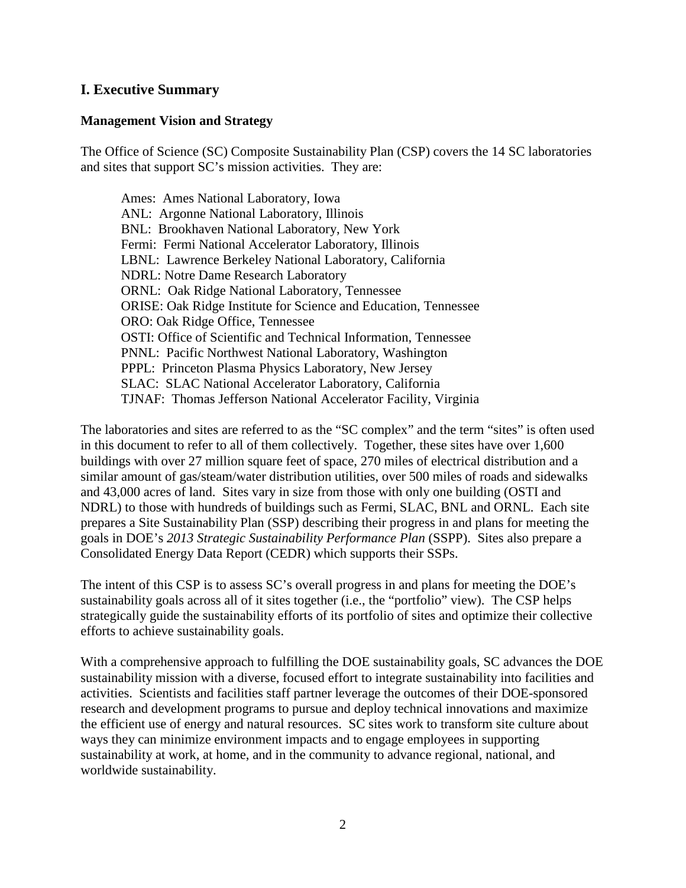## I. Executive Summary

### Management Vision and Strategy

The Office of Science (SC) Composite Sustainability Plan (CSP) covers the 14 SC laboratories and sites that support SC's mission activities. They are:

- Ames: Ames National Laboratory, Iowa
- ANL: Argonne National Laboratory, Illinois
- BNL: Brookhaven National Laboratory, New York
- Fermi: Fermi National Accelerator Laboratory, Illinois
- LBNL: Lawrence Berkeley National Laboratory, California
- NDRL: Notre Dame Research Laboratory
- ORNL: Oak Ridge National Laboratory, Tennessee
- ORISE: Oak Ridge Institute for Science and Education, Tennessee
- ORO: Oak Ridge Office, Tennessee
- OSTI: Office of Scientific and Technical Information, Tennessee
- PNNL: Pacific Northwest National Laboratory, Washington
- PPPL: Princeton Plasma Physics Laboratory, New Jersey
- SLAC: SLAC National Accelerator Laboratory, California
- TJNAF: Thomas Jefferson National Accelerator Facility, Virginia

The laboratories and sites are referred to as the "SC complex" and the term "sites" is often used in this document to refer to all of them collectively. Together, these sites have over 1,600 buildings with over 27 million square feet of space, 270 miles of electrical distribution and a similar amount of gas/steam/water distribution utilities, over 500 miles of roads and sidewalks and 43,000 acres of land. Sites vary in size from those with only one building (OSTI and NDRL) to those with hundreds of buildings such as Fermi, SLAC, BNL and ORNL. Each site prepares a Site Sustainability Plan (SSP) describing their progress in and plans for meeting the goals in DOE's *2013 Strategic Sustainability Performance Plan* (SSPP). Sites also prepare a Consolidated Energy Data Report (CEDR) which supports their SSPs.

The intent of this CSP is to assess SC's overall progress in and plans for meeting the DOE's sustainability goals across all of it sites together (i.e., the "portfolio" view). The CSP helps strategically guide the sustainability efforts of its portfolio of sites and optimize their collective efforts to achieve sustainability goals.

With a comprehensive approach to fulfilling the DOE sustainability goals, SC advances the DOE sustainability mission with a diverse, focused effort to integrate sustainability into facilities and activities. Scientists and facilities staff partner leverage the outcomes of their DOE-sponsored research and development programs to pursue and deploy technical innovations and maximize the efficient use of energy and natural resources. SC sites work to transform site culture about ways they can minimize environment impacts and to engage employees in supporting sustainability at work, at home, and in the community to advance regional, national, and worldwide sustainability.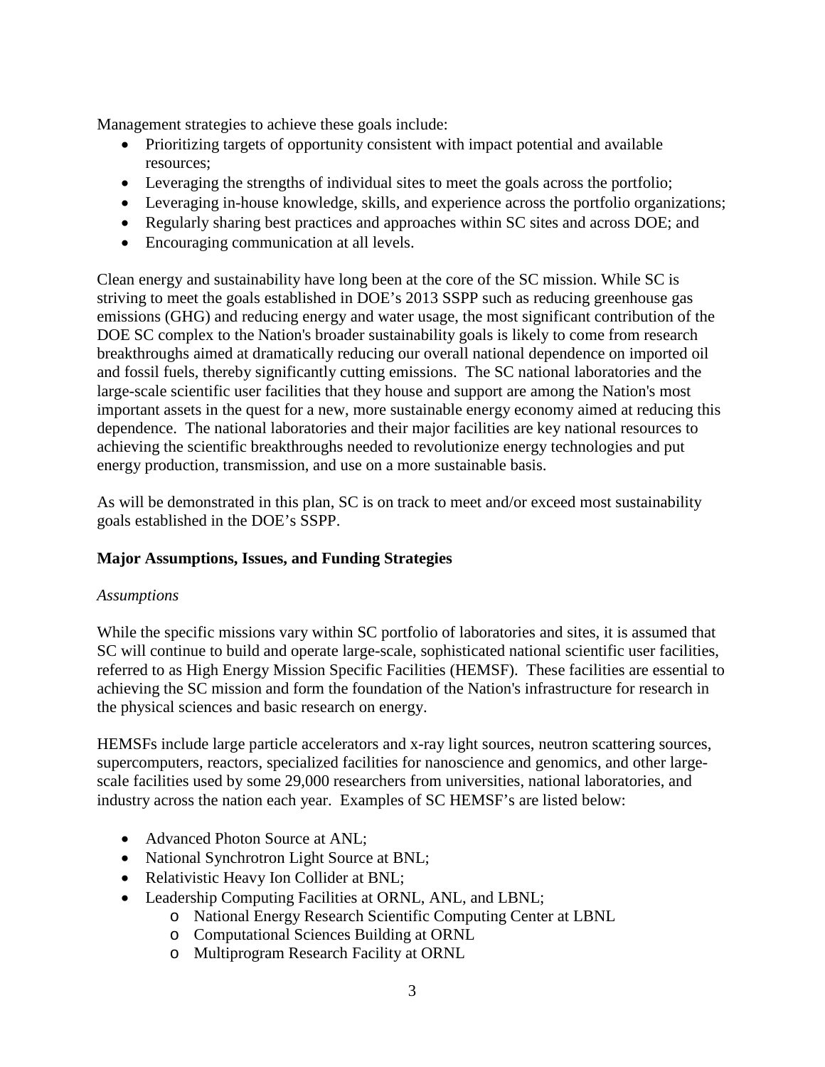Management strategies to achieve these goals include:

- Prioritizing targets of opportunity consistent with impact potential and available resources;
- Leveraging the strengths of individual sites to meet the goals across the portfolio;
- Leveraging in-house knowledge, skills, and experience across the portfolio organizations;
- Regularly sharing best practices and approaches within SC sites and across DOE; and
- Encouraging communication at all levels.

Clean energy and sustainability have long been at the core of the SC mission. While SC is striving to meet the goals established in DOE's 2013 SSPP such as reducing greenhouse gas emissions (GHG) and reducing energy and water usage, the most significant contribution of the DOE SC complex to the Nation's broader sustainability goals is likely to come from research breakthroughs aimed at dramatically reducing our overall national dependence on imported oil and fossil fuels, thereby significantly cutting emissions. The SC national laboratories and the large-scale scientific user facilities that they house and support are among the Nation's most important assets in the quest for a new, more sustainable energy economy aimed at reducing this dependence. The national laboratories and their major facilities are key national resources to achieving the scientific breakthroughs needed to revolutionize energy technologies and put energy production, transmission, and use on a more sustainable basis.

As will be demonstrated in this plan, SC is on track to meet and/or exceed most sustainability goals established in the DOE's SSPP.

**Major Assumptions, Issues, and Funding Strategies**

*Assumptions*

While the specific missions vary within SC portfolio of laboratories and sites, it is assumed that SC will continue to build and operate large-scale, sophisticated national scientific user facilities, referred to as High Energy Mission Specific Facilities (HEMSF). These facilities are essential to achieving the SC mission and form the foundation of the Nation's infrastructure for research in the physical sciences and basic research on energy.

HEMSFs include large particle accelerators and x-ray light sources, neutron scattering sources, supercomputers, reactors, specialized facilities for nanoscience and genomics, and other large-scale facilities used by some 29,000 researchers from universities, national laboratories, and industry across the nation each year. Examples of SC HEMSF's are listed below:

- Advanced Photon Source at ANL;
- National Synchrotron Light Source at BNL;
- Relativistic Heavy Ion Collider at BNL;
- Leadership Computing Facilities at ORNL, ANL, and LBNL;
  - National Energy Research Scientific Computing Center at LBNL
  - Computational Sciences Building at ORNL
  - Multiprogram Research Facility at ORNL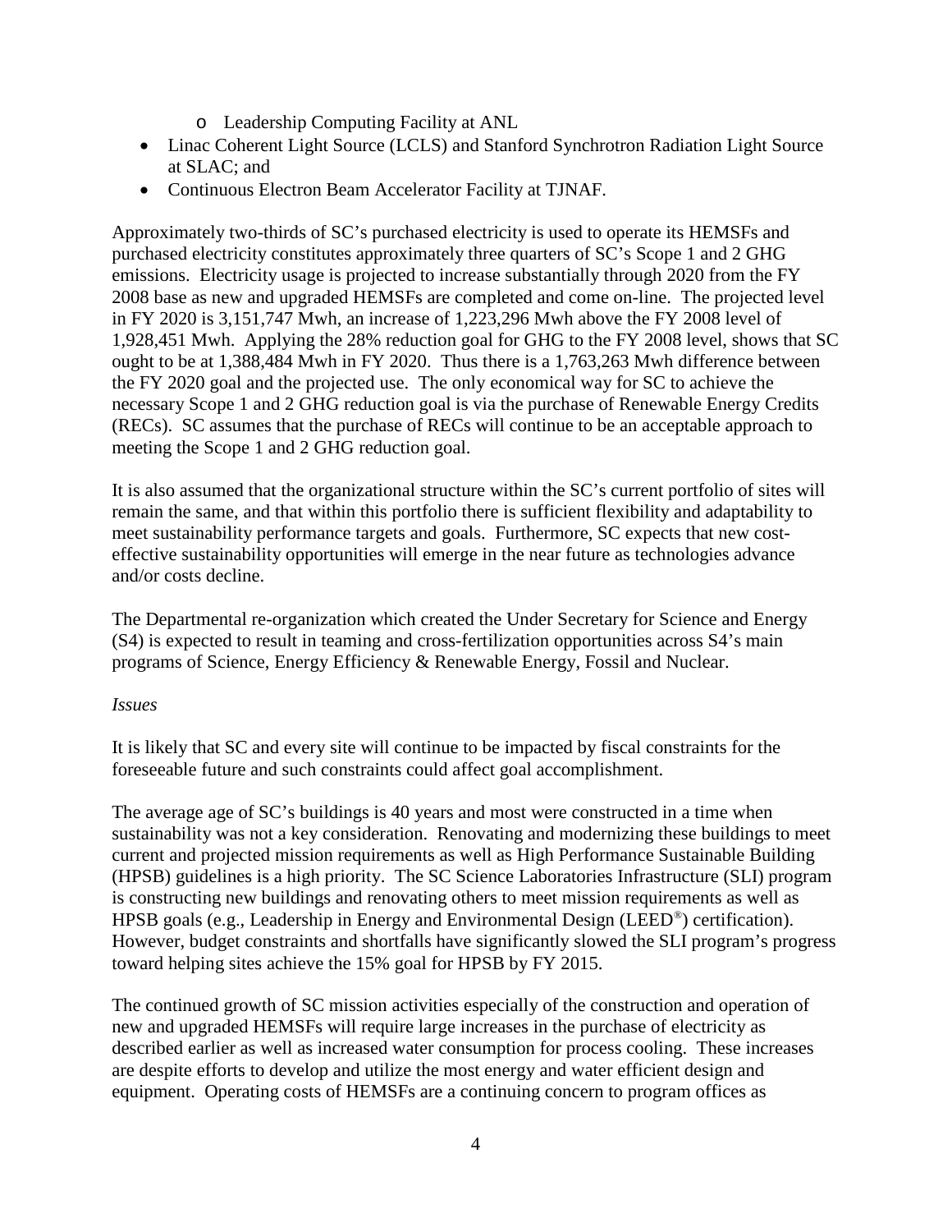- Leadership Computing Facility at ANL
- Linac Coherent Light Source (LCLS) and Stanford Synchrotron Radiation Light Source at SLAC; and
- Continuous Electron Beam Accelerator Facility at TJNAF.

Approximately two-thirds of SC's purchased electricity is used to operate its HEMSFs and purchased electricity constitutes approximately three quarters of SC's Scope 1 and 2 GHG emissions. Electricity usage is projected to increase substantially through 2020 from the FY 2008 base as new and upgraded HEMSFs are completed and come on-line. The projected level in FY 2020 is 3,151,747 Mwh, an increase of 1,223,296 Mwh above the FY 2008 level of 1,928,451 Mwh. Applying the 28% reduction goal for GHG to the FY 2008 level, shows that SC ought to be at 1,388,484 Mwh in FY 2020. Thus there is a 1,763,263 Mwh difference between the FY 2020 goal and the projected use. The only economical way for SC to achieve the necessary Scope 1 and 2 GHG reduction goal is via the purchase of Renewable Energy Credits (RECs). SC assumes that the purchase of RECs will continue to be an acceptable approach to meeting the Scope 1 and 2 GHG reduction goal.

It is also assumed that the organizational structure within the SC's current portfolio of sites will remain the same, and that within this portfolio there is sufficient flexibility and adaptability to meet sustainability performance targets and goals. Furthermore, SC expects that new cost-effective sustainability opportunities will emerge in the near future as technologies advance and/or costs decline.

The Departmental re-organization which created the Under Secretary for Science and Energy (S4) is expected to result in teaming and cross-fertilization opportunities across S4's main programs of Science, Energy Efficiency & Renewable Energy, Fossil and Nuclear.

*Issues*

It is likely that SC and every site will continue to be impacted by fiscal constraints for the foreseeable future and such constraints could affect goal accomplishment.

The average age of SC's buildings is 40 years and most were constructed in a time when sustainability was not a key consideration. Renovating and modernizing these buildings to meet current and projected mission requirements as well as High Performance Sustainable Building (HPSB) guidelines is a high priority. The SC Science Laboratories Infrastructure (SLI) program is constructing new buildings and renovating others to meet mission requirements as well as HPSB goals (e.g., Leadership in Energy and Environmental Design (LEED®) certification). However, budget constraints and shortfalls have significantly slowed the SLI program's progress toward helping sites achieve the 15% goal for HPSB by FY 2015.

The continued growth of SC mission activities especially of the construction and operation of new and upgraded HEMSFs will require large increases in the purchase of electricity as described earlier as well as increased water consumption for process cooling. These increases are despite efforts to develop and utilize the most energy and water efficient design and equipment. Operating costs of HEMSFs are a continuing concern to program offices as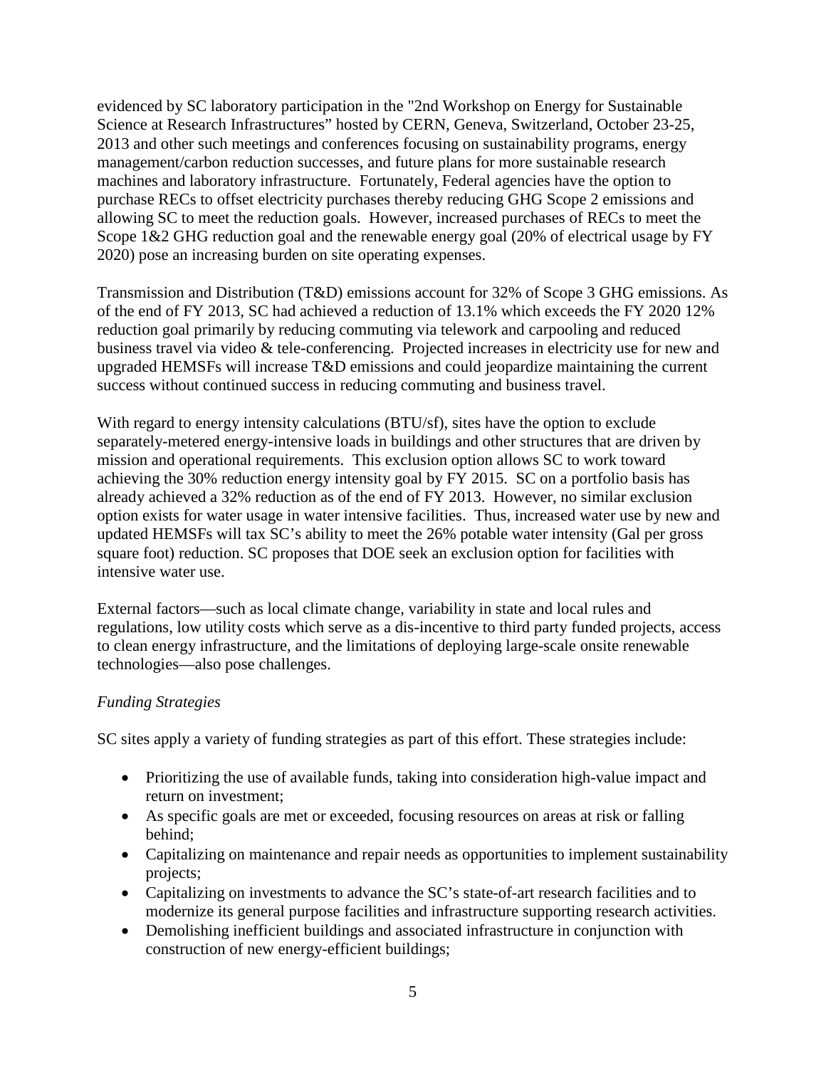evidenced by SC laboratory participation in the "2nd Workshop on Energy for Sustainable Science at Research Infrastructures" hosted by CERN, Geneva, Switzerland, October 23-25, 2013 and other such meetings and conferences focusing on sustainability programs, energy management/carbon reduction successes, and future plans for more sustainable research machines and laboratory infrastructure. Fortunately, Federal agencies have the option to purchase RECs to offset electricity purchases thereby reducing GHG Scope 2 emissions and allowing SC to meet the reduction goals. However, increased purchases of RECs to meet the Scope 1&2 GHG reduction goal and the renewable energy goal (20% of electrical usage by FY 2020) pose an increasing burden on site operating expenses.

Transmission and Distribution (T&D) emissions account for 32% of Scope 3 GHG emissions. As of the end of FY 2013, SC had achieved a reduction of 13.1% which exceeds the FY 2020 12% reduction goal primarily by reducing commuting via telework and carpooling and reduced business travel via video & tele-conferencing. Projected increases in electricity use for new and upgraded HEMSFs will increase T&D emissions and could jeopardize maintaining the current success without continued success in reducing commuting and business travel.

With regard to energy intensity calculations (BTU/sf), sites have the option to exclude separately-metered energy-intensive loads in buildings and other structures that are driven by mission and operational requirements. This exclusion option allows SC to work toward achieving the 30% reduction energy intensity goal by FY 2015. SC on a portfolio basis has already achieved a 32% reduction as of the end of FY 2013. However, no similar exclusion option exists for water usage in water intensive facilities. Thus, increased water use by new and updated HEMSFs will tax SC's ability to meet the 26% potable water intensity (Gal per gross square foot) reduction. SC proposes that DOE seek an exclusion option for facilities with intensive water use.

External factors—such as local climate change, variability in state and local rules and regulations, low utility costs which serve as a dis-incentive to third party funded projects, access to clean energy infrastructure, and the limitations of deploying large-scale onsite renewable technologies—also pose challenges.

*Funding Strategies*

SC sites apply a variety of funding strategies as part of this effort. These strategies include:

- Prioritizing the use of available funds, taking into consideration high-value impact and return on investment;
- As specific goals are met or exceeded, focusing resources on areas at risk or falling behind;
- Capitalizing on maintenance and repair needs as opportunities to implement sustainability projects;
- Capitalizing on investments to advance the SC's state-of-art research facilities and to modernize its general purpose facilities and infrastructure supporting research activities.
- Demolishing inefficient buildings and associated infrastructure in conjunction with construction of new energy-efficient buildings;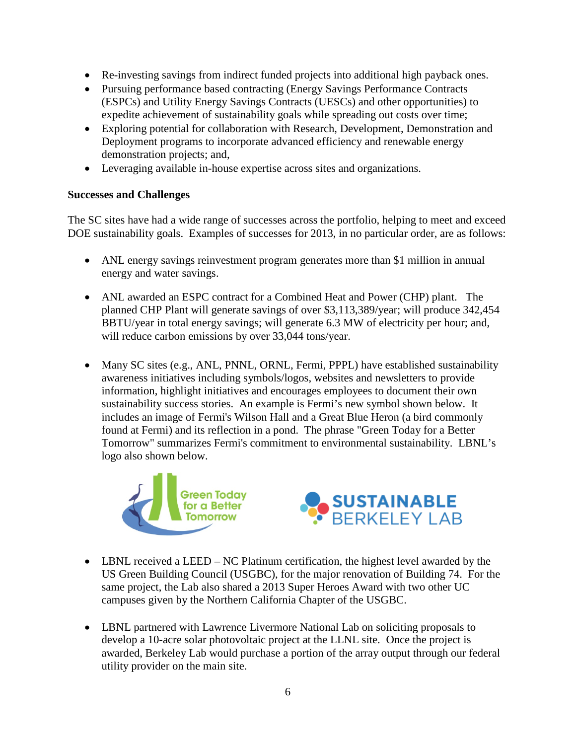- Re-investing savings from indirect funded projects into additional high payback ones.
- Pursuing performance based contracting (Energy Savings Performance Contracts (ESPCs) and Utility Energy Savings Contracts (UESCs) and other opportunities) to expedite achievement of sustainability goals while spreading out costs over time;
- Exploring potential for collaboration with Research, Development, Demonstration and Deployment programs to incorporate advanced efficiency and renewable energy demonstration projects; and,
- Leveraging available in-house expertise across sites and organizations.

**Successes and Challenges**

The SC sites have had a wide range of successes across the portfolio, helping to meet and exceed DOE sustainability goals. Examples of successes for 2013, in no particular order, are as follows:

- ANL energy savings reinvestment program generates more than $1 million in annual energy and water savings.

- ANL awarded an ESPC contract for a Combined Heat and Power (CHP) plant. The planned CHP Plant will generate savings of over $3,113,389/year; will produce 342,454 BBTU/year in total energy savings; will generate 6.3 MW of electricity per hour; and, will reduce carbon emissions by over 33,044 tons/year.

- Many SC sites (e.g., ANL, PNNL, ORNL, Fermi, PPPL) have established sustainability awareness initiatives including symbols/logos, websites and newsletters to provide information, highlight initiatives and encourages employees to document their own sustainability success stories. An example is Fermi's new symbol shown below. It includes an image of Fermi's Wilson Hall and a Great Blue Heron (a bird commonly found at Fermi) and its reflection in a pond. The phrase "Green Today for a Better Tomorrow" summarizes Fermi's commitment to environmental sustainability. LBNL's logo also shown below.

- LBNL received a LEED – NC Platinum certification, the highest level awarded by the US Green Building Council (USGBC), for the major renovation of Building 74. For the same project, the Lab also shared a 2013 Super Heroes Award with two other UC campuses given by the Northern California Chapter of the USGBC.

- LBNL partnered with Lawrence Livermore National Lab on soliciting proposals to develop a 10-acre solar photovoltaic project at the LLNL site. Once the project is awarded, Berkeley Lab would purchase a portion of the array output through our federal utility provider on the main site.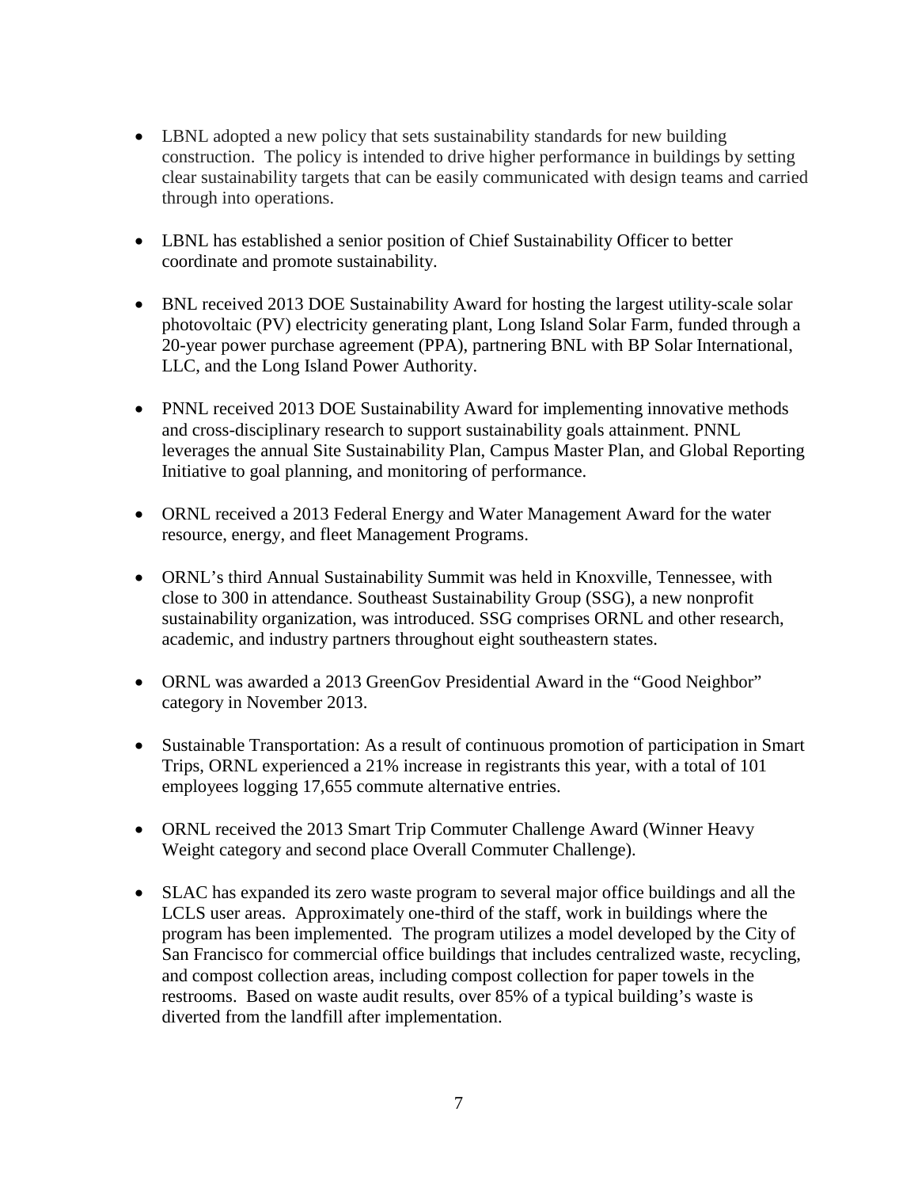- LBNL adopted a new policy that sets sustainability standards for new building construction. The policy is intended to drive higher performance in buildings by setting clear sustainability targets that can be easily communicated with design teams and carried through into operations.

- LBNL has established a senior position of Chief Sustainability Officer to better coordinate and promote sustainability.

- BNL received 2013 DOE Sustainability Award for hosting the largest utility-scale solar photovoltaic (PV) electricity generating plant, Long Island Solar Farm, funded through a 20-year power purchase agreement (PPA), partnering BNL with BP Solar International, LLC, and the Long Island Power Authority.

- PNNL received 2013 DOE Sustainability Award for implementing innovative methods and cross-disciplinary research to support sustainability goals attainment. PNNL leverages the annual Site Sustainability Plan, Campus Master Plan, and Global Reporting Initiative to goal planning, and monitoring of performance.

- ORNL received a 2013 Federal Energy and Water Management Award for the water resource, energy, and fleet Management Programs.

- ORNL's third Annual Sustainability Summit was held in Knoxville, Tennessee, with close to 300 in attendance. Southeast Sustainability Group (SSG), a new nonprofit sustainability organization, was introduced. SSG comprises ORNL and other research, academic, and industry partners throughout eight southeastern states.

- ORNL was awarded a 2013 GreenGov Presidential Award in the "Good Neighbor" category in November 2013.

- Sustainable Transportation: As a result of continuous promotion of participation in Smart Trips, ORNL experienced a 21% increase in registrants this year, with a total of 101 employees logging 17,655 commute alternative entries.

- ORNL received the 2013 Smart Trip Commuter Challenge Award (Winner Heavy Weight category and second place Overall Commuter Challenge).

- SLAC has expanded its zero waste program to several major office buildings and all the LCLS user areas. Approximately one-third of the staff, work in buildings where the program has been implemented. The program utilizes a model developed by the City of San Francisco for commercial office buildings that includes centralized waste, recycling, and compost collection areas, including compost collection for paper towels in the restrooms. Based on waste audit results, over 85% of a typical building's waste is diverted from the landfill after implementation.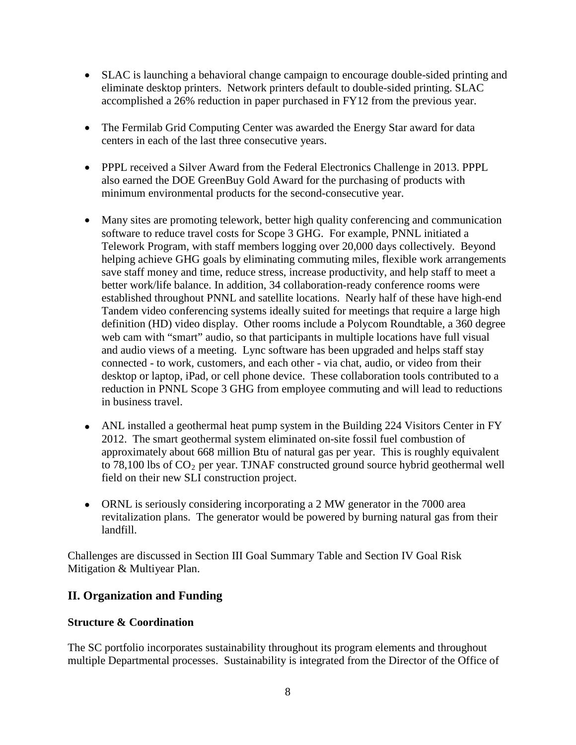- SLAC is launching a behavioral change campaign to encourage double-sided printing and eliminate desktop printers. Network printers default to double-sided printing. SLAC accomplished a 26% reduction in paper purchased in FY12 from the previous year.

- The Fermilab Grid Computing Center was awarded the Energy Star award for data centers in each of the last three consecutive years.

- PPPL received a Silver Award from the Federal Electronics Challenge in 2013. PPPL also earned the DOE GreenBuy Gold Award for the purchasing of products with minimum environmental products for the second-consecutive year.

- Many sites are promoting telework, better high quality conferencing and communication software to reduce travel costs for Scope 3 GHG. For example, PNNL initiated a Telework Program, with staff members logging over 20,000 days collectively. Beyond helping achieve GHG goals by eliminating commuting miles, flexible work arrangements save staff money and time, reduce stress, increase productivity, and help staff to meet a better work/life balance. In addition, 34 collaboration-ready conference rooms were established throughout PNNL and satellite locations. Nearly half of these have high-end Tandem video conferencing systems ideally suited for meetings that require a large high definition (HD) video display. Other rooms include a Polycom Roundtable, a 360 degree web cam with "smart" audio, so that participants in multiple locations have full visual and audio views of a meeting. Lync software has been upgraded and helps staff stay connected - to work, customers, and each other - via chat, audio, or video from their desktop or laptop, iPad, or cell phone device. These collaboration tools contributed to a reduction in PNNL Scope 3 GHG from employee commuting and will lead to reductions in business travel.

- ANL installed a geothermal heat pump system in the Building 224 Visitors Center in FY 2012. The smart geothermal system eliminated on-site fossil fuel combustion of approximately about 668 million Btu of natural gas per year. This is roughly equivalent to 78,100 lbs of $CO_2$ per year. TJNAF constructed ground source hybrid geothermal well field on their new SLI construction project.

- ORNL is seriously considering incorporating a 2 MW generator in the 7000 area revitalization plans. The generator would be powered by burning natural gas from their landfill.

Challenges are discussed in Section III Goal Summary Table and Section IV Goal Risk Mitigation & Multiyear Plan.

## II. Organization and Funding

### Structure & Coordination

The SC portfolio incorporates sustainability throughout its program elements and throughout multiple Departmental processes. Sustainability is integrated from the Director of the Office of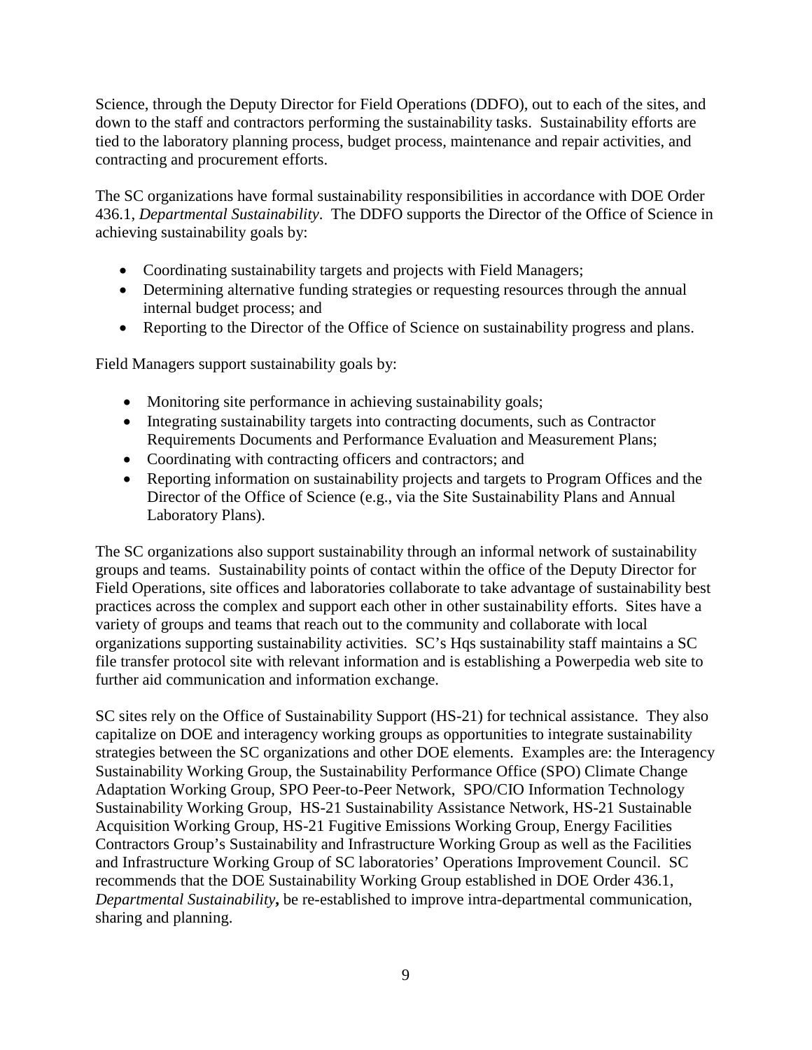Science, through the Deputy Director for Field Operations (DDFO), out to each of the sites, and down to the staff and contractors performing the sustainability tasks. Sustainability efforts are tied to the laboratory planning process, budget process, maintenance and repair activities, and contracting and procurement efforts.

The SC organizations have formal sustainability responsibilities in accordance with DOE Order 436.1, *Departmental Sustainability*. The DDFO supports the Director of the Office of Science in achieving sustainability goals by:

- Coordinating sustainability targets and projects with Field Managers;
- Determining alternative funding strategies or requesting resources through the annual internal budget process; and
- Reporting to the Director of the Office of Science on sustainability progress and plans.

Field Managers support sustainability goals by:

- Monitoring site performance in achieving sustainability goals;
- Integrating sustainability targets into contracting documents, such as Contractor Requirements Documents and Performance Evaluation and Measurement Plans;
- Coordinating with contracting officers and contractors; and
- Reporting information on sustainability projects and targets to Program Offices and the Director of the Office of Science (e.g., via the Site Sustainability Plans and Annual Laboratory Plans).

The SC organizations also support sustainability through an informal network of sustainability groups and teams. Sustainability points of contact within the office of the Deputy Director for Field Operations, site offices and laboratories collaborate to take advantage of sustainability best practices across the complex and support each other in other sustainability efforts. Sites have a variety of groups and teams that reach out to the community and collaborate with local organizations supporting sustainability activities. SC's Hqs sustainability staff maintains a SC file transfer protocol site with relevant information and is establishing a Powerpedia web site to further aid communication and information exchange.

SC sites rely on the Office of Sustainability Support (HS-21) for technical assistance. They also capitalize on DOE and interagency working groups as opportunities to integrate sustainability strategies between the SC organizations and other DOE elements. Examples are: the Interagency Sustainability Working Group, the Sustainability Performance Office (SPO) Climate Change Adaptation Working Group, SPO Peer-to-Peer Network, SPO/CIO Information Technology Sustainability Working Group, HS-21 Sustainability Assistance Network, HS-21 Sustainable Acquisition Working Group, HS-21 Fugitive Emissions Working Group, Energy Facilities Contractors Group's Sustainability and Infrastructure Working Group as well as the Facilities and Infrastructure Working Group of SC laboratories' Operations Improvement Council. SC recommends that the DOE Sustainability Working Group established in DOE Order 436.1, ***Departmental Sustainability*,** be re-established to improve intra-departmental communication, sharing and planning.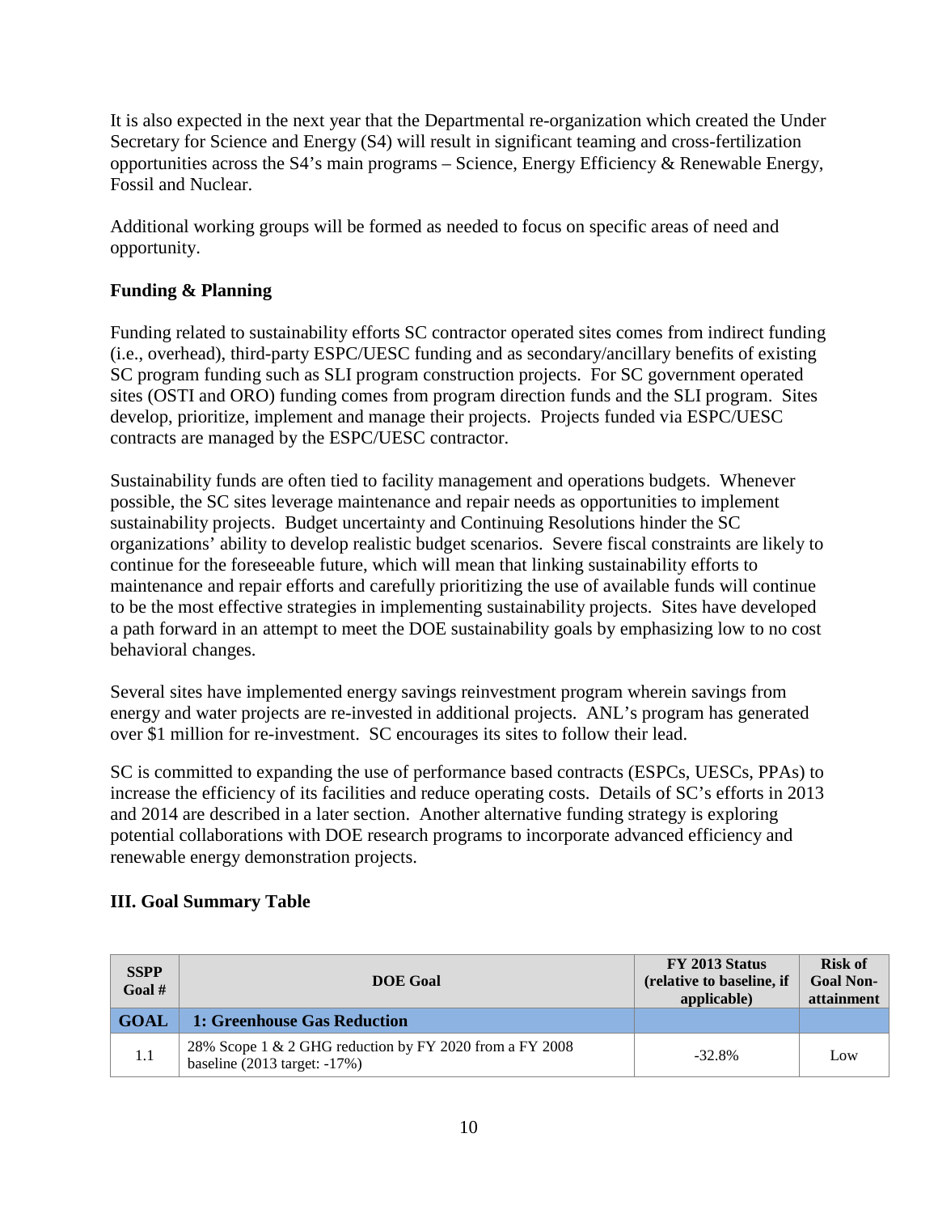It is also expected in the next year that the Departmental re-organization which created the Under Secretary for Science and Energy (S4) will result in significant teaming and cross-fertilization opportunities across the S4's main programs – Science, Energy Efficiency & Renewable Energy, Fossil and Nuclear.

Additional working groups will be formed as needed to focus on specific areas of need and opportunity.

**Funding & Planning**

Funding related to sustainability efforts SC contractor operated sites comes from indirect funding (i.e., overhead), third-party ESPC/UESC funding and as secondary/ancillary benefits of existing SC program funding such as SLI program construction projects. For SC government operated sites (OSTI and ORO) funding comes from program direction funds and the SLI program. Sites develop, prioritize, implement and manage their projects. Projects funded via ESPC/UESC contracts are managed by the ESPC/UESC contractor.

Sustainability funds are often tied to facility management and operations budgets. Whenever possible, the SC sites leverage maintenance and repair needs as opportunities to implement sustainability projects. Budget uncertainty and Continuing Resolutions hinder the SC organizations' ability to develop realistic budget scenarios. Severe fiscal constraints are likely to continue for the foreseeable future, which will mean that linking sustainability efforts to maintenance and repair efforts and carefully prioritizing the use of available funds will continue to be the most effective strategies in implementing sustainability projects. Sites have developed a path forward in an attempt to meet the DOE sustainability goals by emphasizing low to no cost behavioral changes.

Several sites have implemented energy savings reinvestment program wherein savings from energy and water projects are re-invested in additional projects. ANL's program has generated over $1 million for re-investment. SC encourages its sites to follow their lead.

SC is committed to expanding the use of performance based contracts (ESPCs, UESCs, PPAs) to increase the efficiency of its facilities and reduce operating costs. Details of SC's efforts in 2013 and 2014 are described in a later section. Another alternative funding strategy is exploring potential collaborations with DOE research programs to incorporate advanced efficiency and renewable energy demonstration projects.

## III. Goal Summary Table

| SSPP Goal # | DOE Goal | FY 2013 Status (relative to baseline, if applicable) | Risk of Goal Non-attainment |
|---|---|---|---|
| **GOAL** | **1: Greenhouse Gas Reduction** | | |
| 1.1 | 28% Scope 1 & 2 GHG reduction by FY 2020 from a FY 2008 baseline (2013 target: -17%) | -32.8% | Low |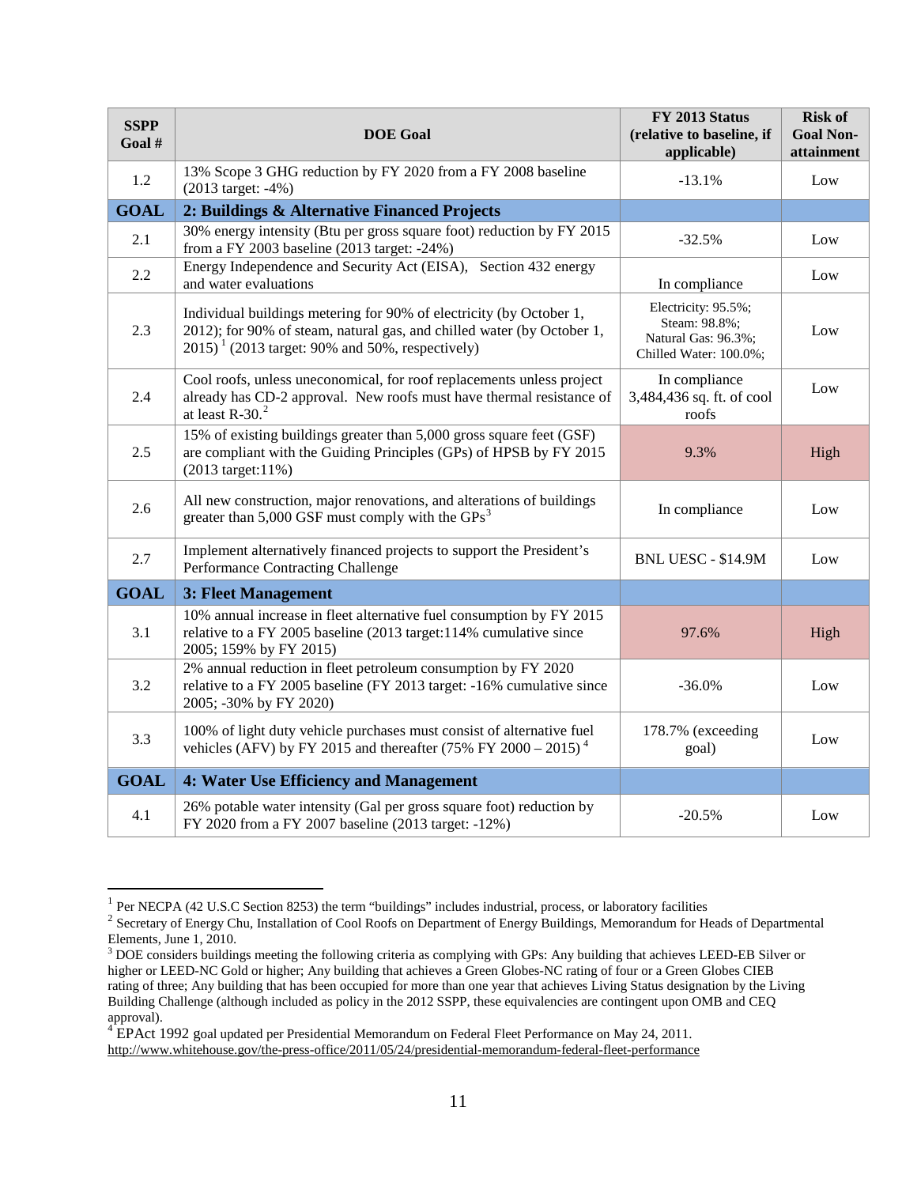| SSPP Goal # | DOE Goal | FY 2013 Status (relative to baseline, if applicable) | Risk of Goal Non-attainment |
|---|---|---|---|
| 1.2 | 13% Scope 3 GHG reduction by FY 2020 from a FY 2008 baseline (2013 target: -4%) | -13.1% | Low |
| **GOAL** | **2: Buildings & Alternative Financed Projects** | | |
| 2.1 | 30% energy intensity (Btu per gross square foot) reduction by FY 2015 from a FY 2003 baseline (2013 target: -24%) | -32.5% | Low |
| 2.2 | Energy Independence and Security Act (EISA), Section 432 energy and water evaluations | In compliance | Low |
| 2.3 | Individual buildings metering for 90% of electricity (by October 1, 2012); for 90% of steam, natural gas, and chilled water (by October 1, 2015) [1] (2013 target: 90% and 50%, respectively) | Electricity: 95.5%; Steam: 98.8%; Natural Gas: 96.3%; Chilled Water: 100.0%; | Low |
| 2.4 | Cool roofs, unless uneconomical, for roof replacements unless project already has CD-2 approval. New roofs must have thermal resistance of at least R-30.[2] | In compliance 3,484,436 sq. ft. of cool roofs | Low |
| 2.5 | 15% of existing buildings greater than 5,000 gross square feet (GSF) are compliant with the Guiding Principles (GPs) of HPSB by FY 2015 (2013 target:11%) | 9.3% | High |
| 2.6 | All new construction, major renovations, and alterations of buildings greater than 5,000 GSF must comply with the GPs[3] | In compliance | Low |
| 2.7 | Implement alternatively financed projects to support the President's Performance Contracting Challenge | BNL UESC - $14.9M | Low |
| **GOAL** | **3: Fleet Management** | | |
| 3.1 | 10% annual increase in fleet alternative fuel consumption by FY 2015 relative to a FY 2005 baseline (2013 target:114% cumulative since 2005; 159% by FY 2015) | 97.6% | High |
| 3.2 | 2% annual reduction in fleet petroleum consumption by FY 2020 relative to a FY 2005 baseline (FY 2013 target: -16% cumulative since 2005; -30% by FY 2020) | -36.0% | Low |
| 3.3 | 100% of light duty vehicle purchases must consist of alternative fuel vehicles (AFV) by FY 2015 and thereafter (75% FY 2000 – 2015) [4] | 178.7% (exceeding goal) | Low |
| **GOAL** | **4: Water Use Efficiency and Management** | | |
| 4.1 | 26% potable water intensity (Gal per gross square foot) reduction by FY 2020 from a FY 2007 baseline (2013 target: -12%) | -20.5% | Low |

[1] Per NECPA (42 U.S.C Section 8253) the term "buildings" includes industrial, process, or laboratory facilities

[2] Secretary of Energy Chu, Installation of Cool Roofs on Department of Energy Buildings, Memorandum for Heads of Departmental Elements, June 1, 2010.

[3] DOE considers buildings meeting the following criteria as complying with GPs: Any building that achieves LEED-EB Silver or higher or LEED-NC Gold or higher; Any building that achieves a Green Globes-NC rating of four or a Green Globes CIEB rating of three; Any building that has been occupied for more than one year that achieves Living Status designation by the Living Building Challenge (although included as policy in the 2012 SSPP, these equivalencies are contingent upon OMB and CEQ approval).

[4] EPAct 1992 goal updated per Presidential Memorandum on Federal Fleet Performance on May 24, 2011. http://www.whitehouse.gov/the-press-office/2011/05/24/presidential-memorandum-federal-fleet-performance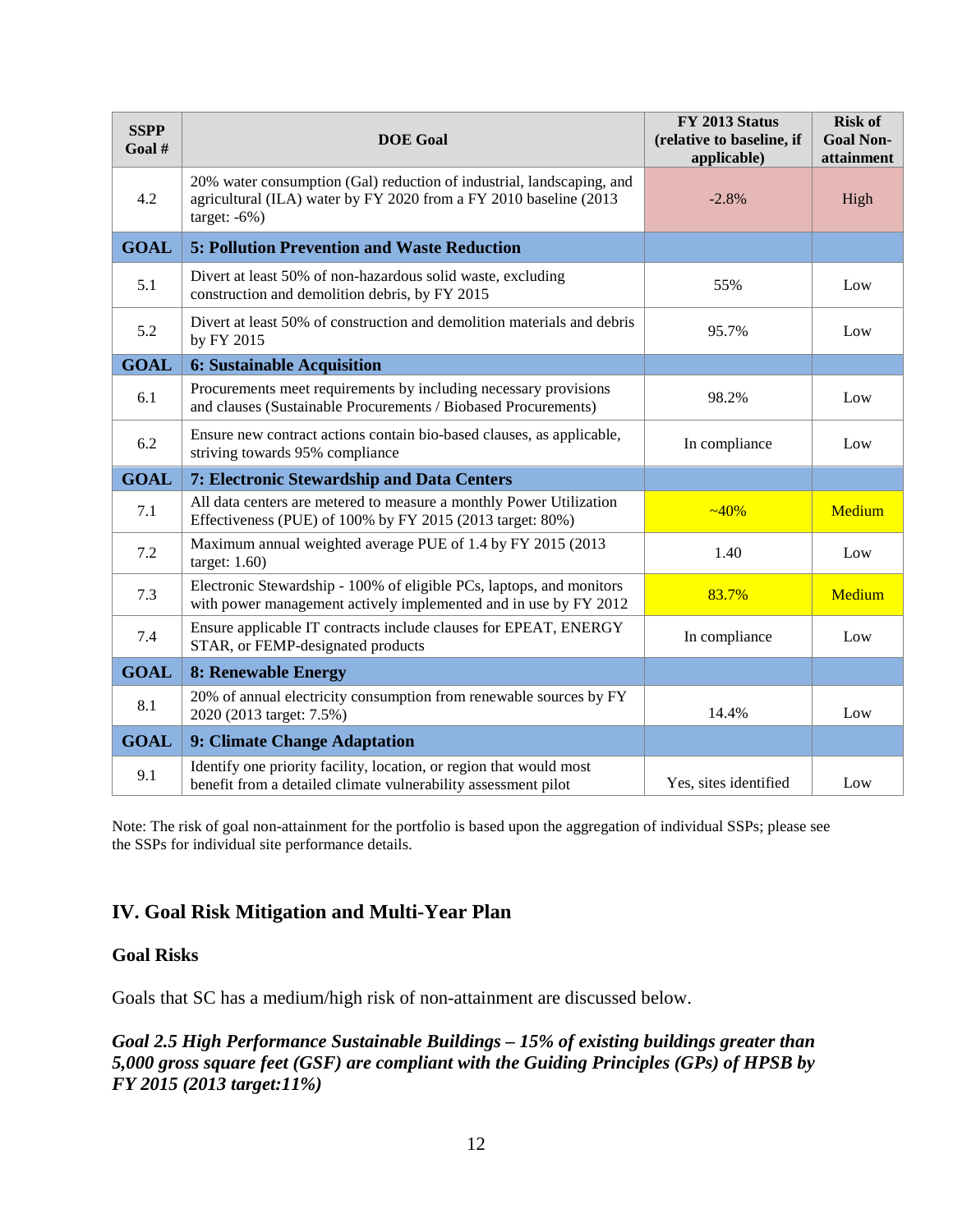| SSPP Goal # | DOE Goal | FY 2013 Status (relative to baseline, if applicable) | Risk of Goal Non-attainment |
|---|---|---|---|
| 4.2 | 20% water consumption (Gal) reduction of industrial, landscaping, and agricultural (ILA) water by FY 2020 from a FY 2010 baseline (2013 target: -6%) | -2.8% | High |
| **GOAL** | **5: Pollution Prevention and Waste Reduction** | | |
| 5.1 | Divert at least 50% of non-hazardous solid waste, excluding construction and demolition debris, by FY 2015 | 55% | Low |
| 5.2 | Divert at least 50% of construction and demolition materials and debris by FY 2015 | 95.7% | Low |
| **GOAL** | **6: Sustainable Acquisition** | | |
| 6.1 | Procurements meet requirements by including necessary provisions and clauses (Sustainable Procurements / Biobased Procurements) | 98.2% | Low |
| 6.2 | Ensure new contract actions contain bio-based clauses, as applicable, striving towards 95% compliance | In compliance | Low |
| **GOAL** | **7: Electronic Stewardship and Data Centers** | | |
| 7.1 | All data centers are metered to measure a monthly Power Utilization Effectiveness (PUE) of 100% by FY 2015 (2013 target: 80%) | ~40% | Medium |
| 7.2 | Maximum annual weighted average PUE of 1.4 by FY 2015 (2013 target: 1.60) | 1.40 | Low |
| 7.3 | Electronic Stewardship - 100% of eligible PCs, laptops, and monitors with power management actively implemented and in use by FY 2012 | 83.7% | Medium |
| 7.4 | Ensure applicable IT contracts include clauses for EPEAT, ENERGY STAR, or FEMP-designated products | In compliance | Low |
| **GOAL** | **8: Renewable Energy** | | |
| 8.1 | 20% of annual electricity consumption from renewable sources by FY 2020 (2013 target: 7.5%) | 14.4% | Low |
| **GOAL** | **9: Climate Change Adaptation** | | |
| 9.1 | Identify one priority facility, location, or region that would most benefit from a detailed climate vulnerability assessment pilot | Yes, sites identified | Low |

Note: The risk of goal non-attainment for the portfolio is based upon the aggregation of individual SSPs; please see the SSPs for individual site performance details.

## IV. Goal Risk Mitigation and Multi-Year Plan

### Goal Risks

Goals that SC has a medium/high risk of non-attainment are discussed below.

***Goal 2.5 High Performance Sustainable Buildings – 15% of existing buildings greater than 5,000 gross square feet (GSF) are compliant with the Guiding Principles (GPs) of HPSB by FY 2015 (2013 target:11%)***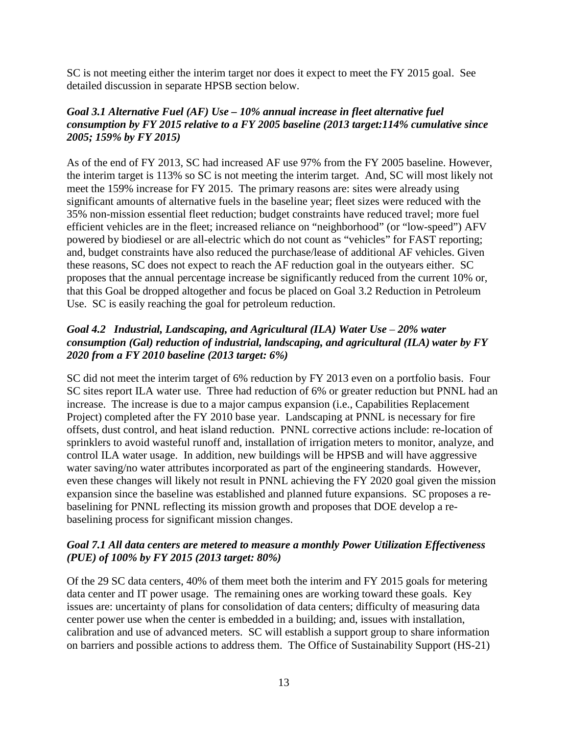SC is not meeting either the interim target nor does it expect to meet the FY 2015 goal. See detailed discussion in separate HPSB section below.

***Goal 3.1 Alternative Fuel (AF) Use – 10% annual increase in fleet alternative fuel consumption by FY 2015 relative to a FY 2005 baseline (2013 target:114% cumulative since 2005; 159% by FY 2015)***

As of the end of FY 2013, SC had increased AF use 97% from the FY 2005 baseline. However, the interim target is 113% so SC is not meeting the interim target. And, SC will most likely not meet the 159% increase for FY 2015. The primary reasons are: sites were already using significant amounts of alternative fuels in the baseline year; fleet sizes were reduced with the 35% non-mission essential fleet reduction; budget constraints have reduced travel; more fuel efficient vehicles are in the fleet; increased reliance on "neighborhood" (or "low-speed") AFV powered by biodiesel or are all-electric which do not count as "vehicles" for FAST reporting; and, budget constraints have also reduced the purchase/lease of additional AF vehicles. Given these reasons, SC does not expect to reach the AF reduction goal in the outyears either. SC proposes that the annual percentage increase be significantly reduced from the current 10% or, that this Goal be dropped altogether and focus be placed on Goal 3.2 Reduction in Petroleum Use. SC is easily reaching the goal for petroleum reduction.

***Goal 4.2 Industrial, Landscaping, and Agricultural (ILA) Water Use – 20% water consumption (Gal) reduction of industrial, landscaping, and agricultural (ILA) water by FY 2020 from a FY 2010 baseline (2013 target: 6%)***

SC did not meet the interim target of 6% reduction by FY 2013 even on a portfolio basis. Four SC sites report ILA water use. Three had reduction of 6% or greater reduction but PNNL had an increase. The increase is due to a major campus expansion (i.e., Capabilities Replacement Project) completed after the FY 2010 base year. Landscaping at PNNL is necessary for fire offsets, dust control, and heat island reduction. PNNL corrective actions include: re-location of sprinklers to avoid wasteful runoff and, installation of irrigation meters to monitor, analyze, and control ILA water usage. In addition, new buildings will be HPSB and will have aggressive water saving/no water attributes incorporated as part of the engineering standards. However, even these changes will likely not result in PNNL achieving the FY 2020 goal given the mission expansion since the baseline was established and planned future expansions. SC proposes a re-baselining for PNNL reflecting its mission growth and proposes that DOE develop a re-baselining process for significant mission changes.

***Goal 7.1 All data centers are metered to measure a monthly Power Utilization Effectiveness (PUE) of 100% by FY 2015 (2013 target: 80%)***

Of the 29 SC data centers, 40% of them meet both the interim and FY 2015 goals for metering data center and IT power usage. The remaining ones are working toward these goals. Key issues are: uncertainty of plans for consolidation of data centers; difficulty of measuring data center power use when the center is embedded in a building; and, issues with installation, calibration and use of advanced meters. SC will establish a support group to share information on barriers and possible actions to address them. The Office of Sustainability Support (HS-21)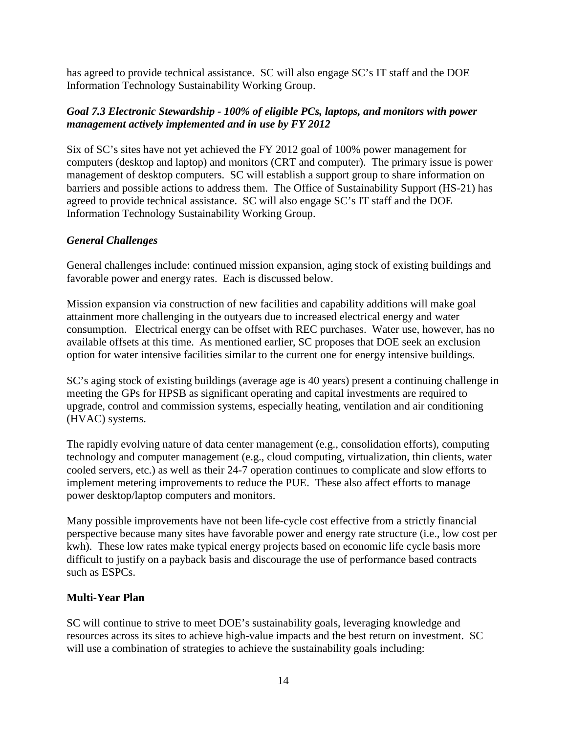has agreed to provide technical assistance. SC will also engage SC's IT staff and the DOE Information Technology Sustainability Working Group.

### *Goal 7.3 Electronic Stewardship - 100% of eligible PCs, laptops, and monitors with power management actively implemented and in use by FY 2012*

Six of SC's sites have not yet achieved the FY 2012 goal of 100% power management for computers (desktop and laptop) and monitors (CRT and computer). The primary issue is power management of desktop computers. SC will establish a support group to share information on barriers and possible actions to address them. The Office of Sustainability Support (HS-21) has agreed to provide technical assistance. SC will also engage SC's IT staff and the DOE Information Technology Sustainability Working Group.

### *General Challenges*

General challenges include: continued mission expansion, aging stock of existing buildings and favorable power and energy rates. Each is discussed below.

Mission expansion via construction of new facilities and capability additions will make goal attainment more challenging in the outyears due to increased electrical energy and water consumption. Electrical energy can be offset with REC purchases. Water use, however, has no available offsets at this time. As mentioned earlier, SC proposes that DOE seek an exclusion option for water intensive facilities similar to the current one for energy intensive buildings.

SC's aging stock of existing buildings (average age is 40 years) present a continuing challenge in meeting the GPs for HPSB as significant operating and capital investments are required to upgrade, control and commission systems, especially heating, ventilation and air conditioning (HVAC) systems.

The rapidly evolving nature of data center management (e.g., consolidation efforts), computing technology and computer management (e.g., cloud computing, virtualization, thin clients, water cooled servers, etc.) as well as their 24-7 operation continues to complicate and slow efforts to implement metering improvements to reduce the PUE. These also affect efforts to manage power desktop/laptop computers and monitors.

Many possible improvements have not been life-cycle cost effective from a strictly financial perspective because many sites have favorable power and energy rate structure (i.e., low cost per kwh). These low rates make typical energy projects based on economic life cycle basis more difficult to justify on a payback basis and discourage the use of performance based contracts such as ESPCs.

## **Multi-Year Plan**

SC will continue to strive to meet DOE's sustainability goals, leveraging knowledge and resources across its sites to achieve high-value impacts and the best return on investment. SC will use a combination of strategies to achieve the sustainability goals including: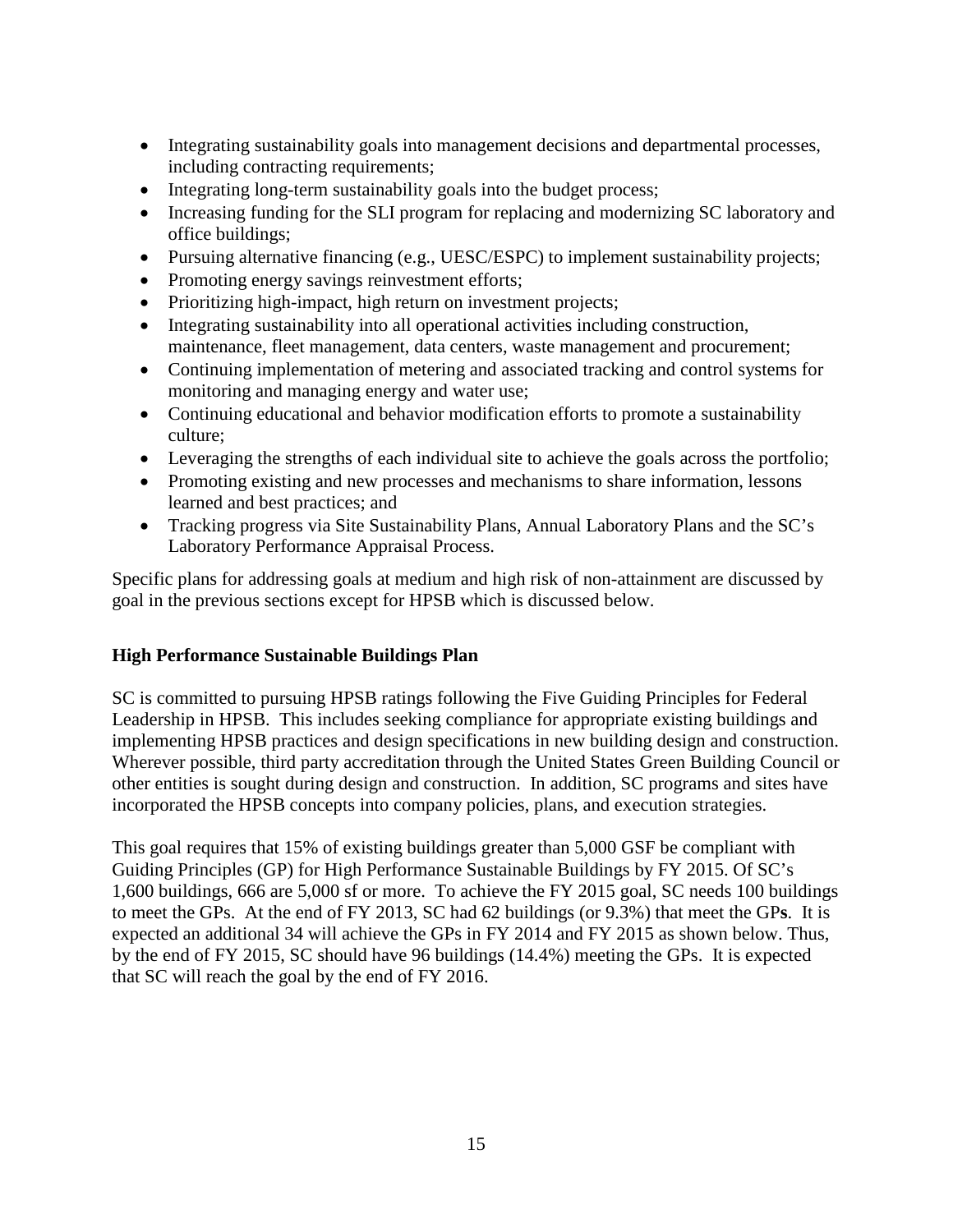- Integrating sustainability goals into management decisions and departmental processes, including contracting requirements;
- Integrating long-term sustainability goals into the budget process;
- Increasing funding for the SLI program for replacing and modernizing SC laboratory and office buildings;
- Pursuing alternative financing (e.g., UESC/ESPC) to implement sustainability projects;
- Promoting energy savings reinvestment efforts;
- Prioritizing high-impact, high return on investment projects;
- Integrating sustainability into all operational activities including construction, maintenance, fleet management, data centers, waste management and procurement;
- Continuing implementation of metering and associated tracking and control systems for monitoring and managing energy and water use;
- Continuing educational and behavior modification efforts to promote a sustainability culture;
- Leveraging the strengths of each individual site to achieve the goals across the portfolio;
- Promoting existing and new processes and mechanisms to share information, lessons learned and best practices; and
- Tracking progress via Site Sustainability Plans, Annual Laboratory Plans and the SC's Laboratory Performance Appraisal Process.

Specific plans for addressing goals at medium and high risk of non-attainment are discussed by goal in the previous sections except for HPSB which is discussed below.

### High Performance Sustainable Buildings Plan

SC is committed to pursuing HPSB ratings following the Five Guiding Principles for Federal Leadership in HPSB. This includes seeking compliance for appropriate existing buildings and implementing HPSB practices and design specifications in new building design and construction. Wherever possible, third party accreditation through the United States Green Building Council or other entities is sought during design and construction. In addition, SC programs and sites have incorporated the HPSB concepts into company policies, plans, and execution strategies.

This goal requires that 15% of existing buildings greater than 5,000 GSF be compliant with Guiding Principles (GP) for High Performance Sustainable Buildings by FY 2015. Of SC's 1,600 buildings, 666 are 5,000 sf or more. To achieve the FY 2015 goal, SC needs 100 buildings to meet the GPs. At the end of FY 2013, SC had 62 buildings (or 9.3%) that meet the GP**s**. It is expected an additional 34 will achieve the GPs in FY 2014 and FY 2015 as shown below. Thus, by the end of FY 2015, SC should have 96 buildings (14.4%) meeting the GPs. It is expected that SC will reach the goal by the end of FY 2016.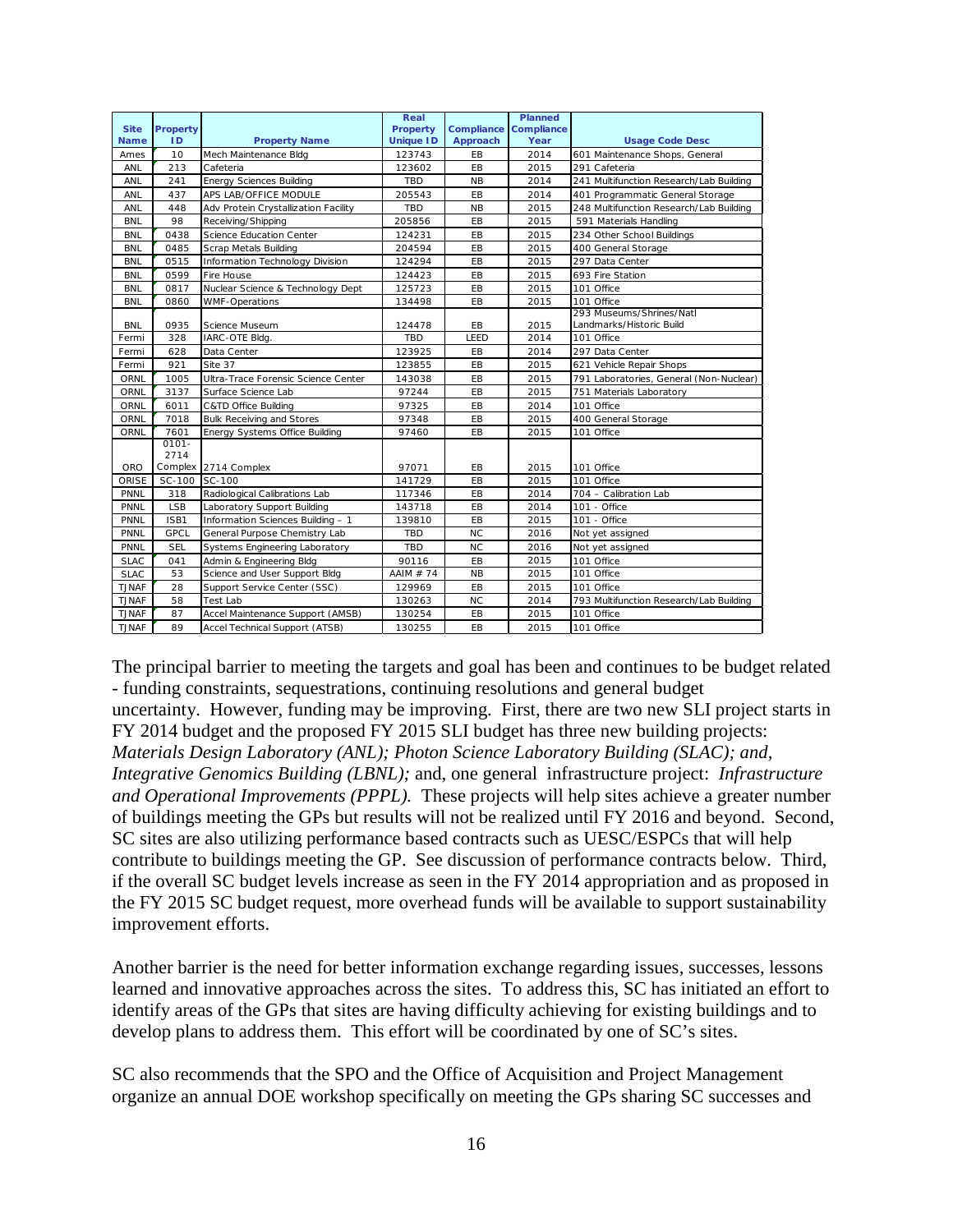| Site Name | Property ID | Property Name | Real Property Unique ID | Compliance Approach | Planned Compliance Year | Usage Code Desc |
|---|---|---|---|---|---|---|
| Ames | 10 | Mech Maintenance Bldg | 123743 | EB | 2014 | 601 Maintenance Shops, General |
| ANL | 213 | Cafeteria | 123602 | EB | 2015 | 291 Cafeteria |
| ANL | 241 | Energy Sciences Building | TBD | NB | 2014 | 241 Multifunction Research/Lab Building |
| ANL | 437 | APS LAB/OFFICE MODULE | 205543 | EB | 2014 | 401 Programmatic General Storage |
| ANL | 448 | Adv Protein Crystallization Facility | TBD | NB | 2015 | 248 Multifunction Research/Lab Building |
| BNL | 98 | Receiving/Shipping | 205856 | EB | 2015 | 591 Materials Handling |
| BNL | 0438 | Science Education Center | 124231 | EB | 2015 | 234 Other School Buildings |
| BNL | 0485 | Scrap Metals Building | 204594 | EB | 2015 | 400 General Storage |
| BNL | 0515 | Information Technology Division | 124294 | EB | 2015 | 297 Data Center |
| BNL | 0599 | Fire House | 124423 | EB | 2015 | 693 Fire Station |
| BNL | 0817 | Nuclear Science & Technology Dept | 125723 | EB | 2015 | 101 Office |
| BNL | 0860 | WMF-Operations | 134498 | EB | 2015 | 101 Office |
| BNL | 0935 | Science Museum | 124478 | EB | 2015 | 293 Museums/Shrines/Natl Landmarks/Historic Build |
| Fermi | 328 | IARC-OTE Bldg. | TBD | LEED | 2014 | 101 Office |
| Fermi | 628 | Data Center | 123925 | EB | 2014 | 297 Data Center |
| Fermi | 921 | Site 37 | 123855 | EB | 2015 | 621 Vehicle Repair Shops |
| ORNL | 1005 | Ultra-Trace Forensic Science Center | 143038 | EB | 2015 | 791 Laboratories, General (Non-Nuclear) |
| ORNL | 3137 | Surface Science Lab | 97244 | EB | 2015 | 751 Materials Laboratory |
| ORNL | 6011 | C&TD Office Building | 97325 | EB | 2014 | 101 Office |
| ORNL | 7018 | Bulk Receiving and Stores | 97348 | EB | 2015 | 400 General Storage |
| ORNL | 7601 | Energy Systems Office Building | 97460 | EB | 2015 | 101 Office |
| ORO | 0101-2714 Complex | 2714 Complex | 97071 | EB | 2015 | 101 Office |
| ORISE | SC-100 | SC-100 | 141729 | EB | 2015 | 101 Office |
| PNNL | 318 | Radiological Calibrations Lab | 117346 | EB | 2014 | 704 – Calibration Lab |
| PNNL | LSB | Laboratory Support Building | 143718 | EB | 2014 | 101 - Office |
| PNNL | ISB1 | Information Sciences Building – 1 | 139810 | EB | 2015 | 101 - Office |
| PNNL | GPCL | General Purpose Chemistry Lab | TBD | NC | 2016 | Not yet assigned |
| PNNL | SEL | Systems Engineering Laboratory | TBD | NC | 2016 | Not yet assigned |
| SLAC | 041 | Admin & Engineering Bldg | 90116 | EB | 2015 | 101 Office |
| SLAC | 53 | Science and User Support Bldg | AAIM # 74 | NB | 2015 | 101 Office |
| TJNAF | 28 | Support Service Center (SSC) | 129969 | EB | 2015 | 101 Office |
| TJNAF | 58 | Test Lab | 130263 | NC | 2014 | 793 Multifunction Research/Lab Building |
| TJNAF | 87 | Accel Maintenance Support (AMSB) | 130254 | EB | 2015 | 101 Office |
| TJNAF | 89 | Accel Technical Support (ATSB) | 130255 | EB | 2015 | 101 Office |

The principal barrier to meeting the targets and goal has been and continues to be budget related - funding constraints, sequestrations, continuing resolutions and general budget uncertainty. However, funding may be improving. First, there are two new SLI project starts in FY 2014 budget and the proposed FY 2015 SLI budget has three new building projects: *Materials Design Laboratory (ANL); Photon Science Laboratory Building (SLAC); and, Integrative Genomics Building (LBNL);* and, one general infrastructure project: *Infrastructure and Operational Improvements (PPPL).* These projects will help sites achieve a greater number of buildings meeting the GPs but results will not be realized until FY 2016 and beyond. Second, SC sites are also utilizing performance based contracts such as UESC/ESPCs that will help contribute to buildings meeting the GP. See discussion of performance contracts below. Third, if the overall SC budget levels increase as seen in the FY 2014 appropriation and as proposed in the FY 2015 SC budget request, more overhead funds will be available to support sustainability improvement efforts.

Another barrier is the need for better information exchange regarding issues, successes, lessons learned and innovative approaches across the sites. To address this, SC has initiated an effort to identify areas of the GPs that sites are having difficulty achieving for existing buildings and to develop plans to address them. This effort will be coordinated by one of SC's sites.

SC also recommends that the SPO and the Office of Acquisition and Project Management organize an annual DOE workshop specifically on meeting the GPs sharing SC successes and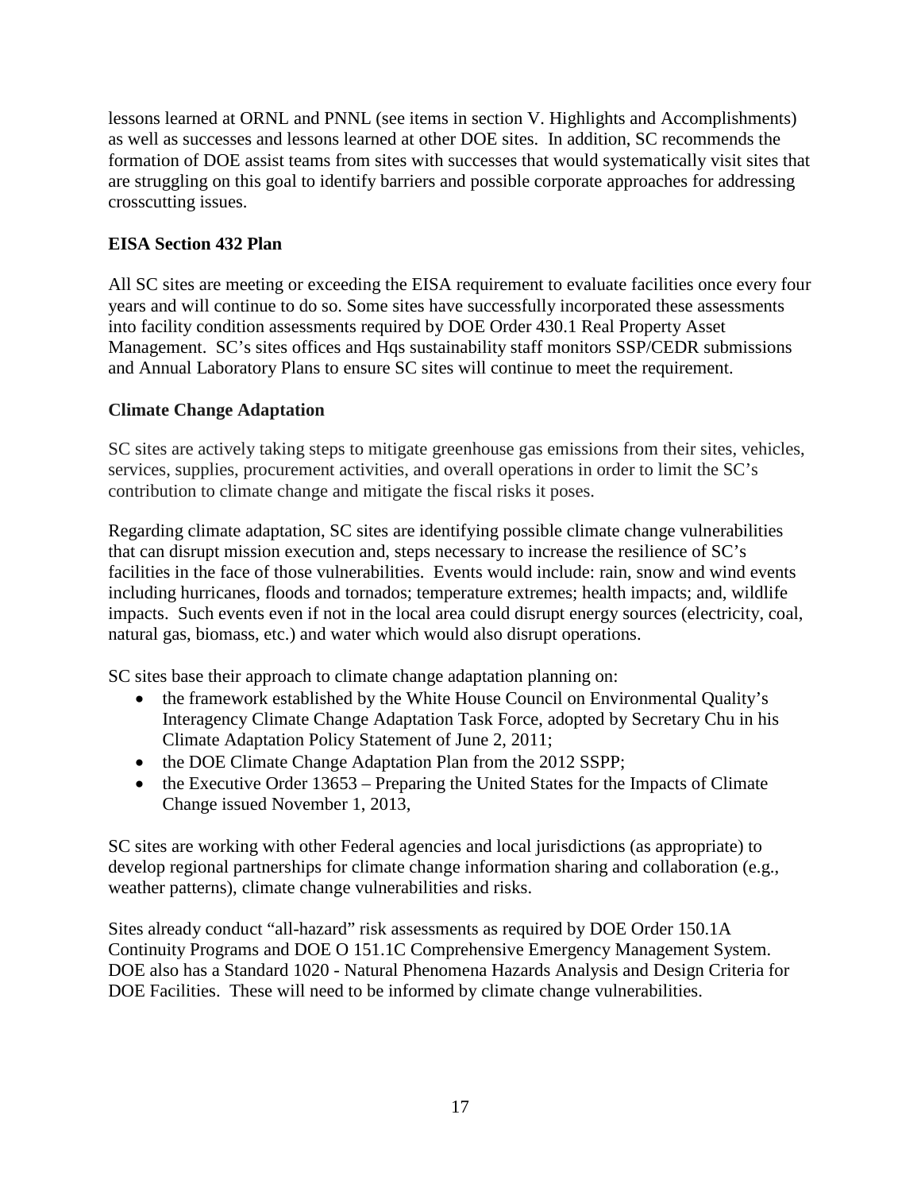lessons learned at ORNL and PNNL (see items in section V. Highlights and Accomplishments) as well as successes and lessons learned at other DOE sites. In addition, SC recommends the formation of DOE assist teams from sites with successes that would systematically visit sites that are struggling on this goal to identify barriers and possible corporate approaches for addressing crosscutting issues.

**EISA Section 432 Plan**

All SC sites are meeting or exceeding the EISA requirement to evaluate facilities once every four years and will continue to do so. Some sites have successfully incorporated these assessments into facility condition assessments required by DOE Order 430.1 Real Property Asset Management. SC's sites offices and Hqs sustainability staff monitors SSP/CEDR submissions and Annual Laboratory Plans to ensure SC sites will continue to meet the requirement.

**Climate Change Adaptation**

SC sites are actively taking steps to mitigate greenhouse gas emissions from their sites, vehicles, services, supplies, procurement activities, and overall operations in order to limit the SC's contribution to climate change and mitigate the fiscal risks it poses.

Regarding climate adaptation, SC sites are identifying possible climate change vulnerabilities that can disrupt mission execution and, steps necessary to increase the resilience of SC's facilities in the face of those vulnerabilities. Events would include: rain, snow and wind events including hurricanes, floods and tornados; temperature extremes; health impacts; and, wildlife impacts. Such events even if not in the local area could disrupt energy sources (electricity, coal, natural gas, biomass, etc.) and water which would also disrupt operations.

SC sites base their approach to climate change adaptation planning on:

- the framework established by the White House Council on Environmental Quality's Interagency Climate Change Adaptation Task Force, adopted by Secretary Chu in his Climate Adaptation Policy Statement of June 2, 2011;
- the DOE Climate Change Adaptation Plan from the 2012 SSPP;
- the Executive Order 13653 – Preparing the United States for the Impacts of Climate Change issued November 1, 2013,

SC sites are working with other Federal agencies and local jurisdictions (as appropriate) to develop regional partnerships for climate change information sharing and collaboration (e.g., weather patterns), climate change vulnerabilities and risks.

Sites already conduct "all-hazard" risk assessments as required by DOE Order 150.1A Continuity Programs and DOE O 151.1C Comprehensive Emergency Management System. DOE also has a Standard 1020 - Natural Phenomena Hazards Analysis and Design Criteria for DOE Facilities. These will need to be informed by climate change vulnerabilities.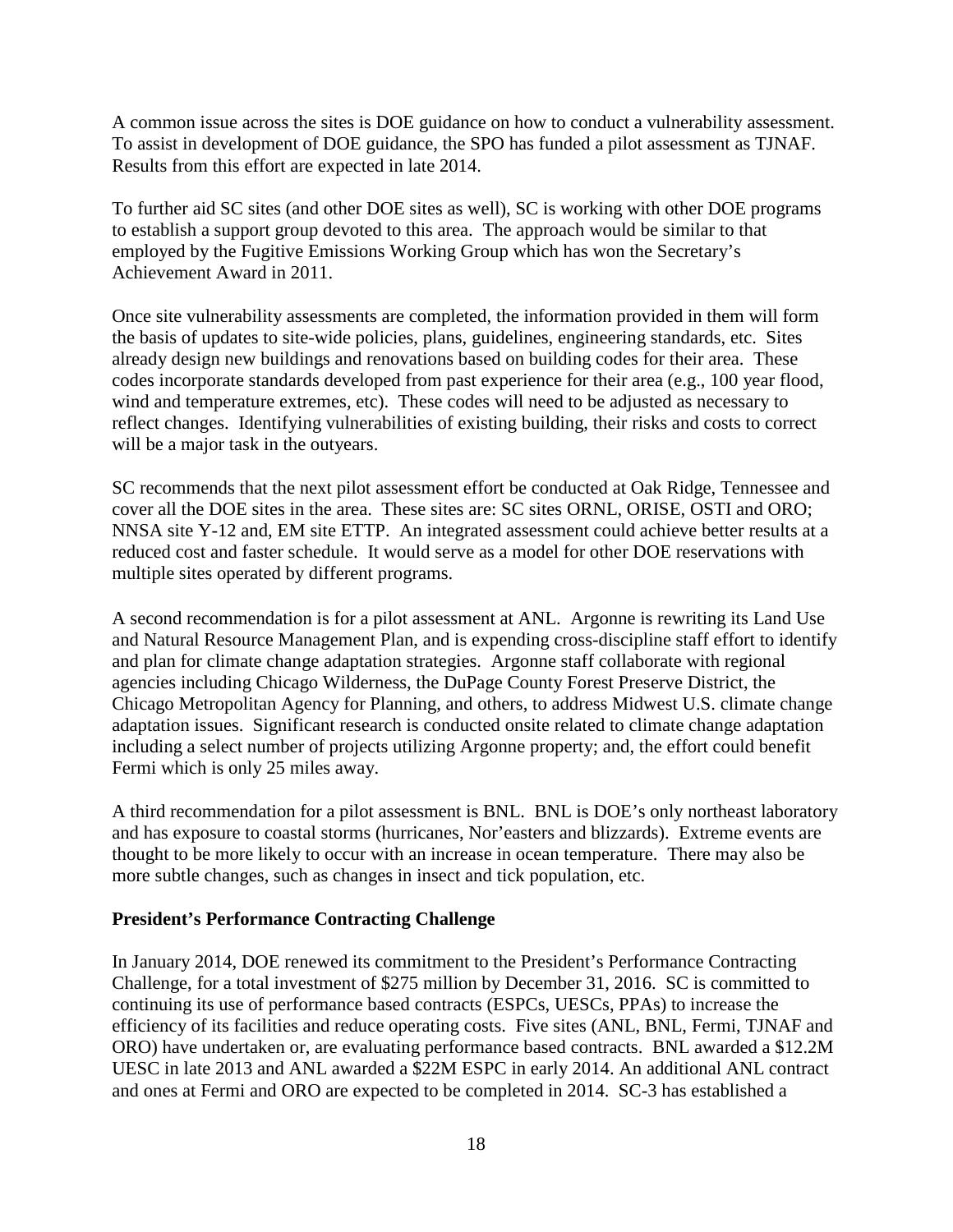A common issue across the sites is DOE guidance on how to conduct a vulnerability assessment. To assist in development of DOE guidance, the SPO has funded a pilot assessment as TJNAF. Results from this effort are expected in late 2014.

To further aid SC sites (and other DOE sites as well), SC is working with other DOE programs to establish a support group devoted to this area. The approach would be similar to that employed by the Fugitive Emissions Working Group which has won the Secretary's Achievement Award in 2011.

Once site vulnerability assessments are completed, the information provided in them will form the basis of updates to site-wide policies, plans, guidelines, engineering standards, etc. Sites already design new buildings and renovations based on building codes for their area. These codes incorporate standards developed from past experience for their area (e.g., 100 year flood, wind and temperature extremes, etc). These codes will need to be adjusted as necessary to reflect changes. Identifying vulnerabilities of existing building, their risks and costs to correct will be a major task in the outyears.

SC recommends that the next pilot assessment effort be conducted at Oak Ridge, Tennessee and cover all the DOE sites in the area. These sites are: SC sites ORNL, ORISE, OSTI and ORO; NNSA site Y-12 and, EM site ETTP. An integrated assessment could achieve better results at a reduced cost and faster schedule. It would serve as a model for other DOE reservations with multiple sites operated by different programs.

A second recommendation is for a pilot assessment at ANL. Argonne is rewriting its Land Use and Natural Resource Management Plan, and is expending cross-discipline staff effort to identify and plan for climate change adaptation strategies. Argonne staff collaborate with regional agencies including Chicago Wilderness, the DuPage County Forest Preserve District, the Chicago Metropolitan Agency for Planning, and others, to address Midwest U.S. climate change adaptation issues. Significant research is conducted onsite related to climate change adaptation including a select number of projects utilizing Argonne property; and, the effort could benefit Fermi which is only 25 miles away.

A third recommendation for a pilot assessment is BNL. BNL is DOE's only northeast laboratory and has exposure to coastal storms (hurricanes, Nor'easters and blizzards). Extreme events are thought to be more likely to occur with an increase in ocean temperature. There may also be more subtle changes, such as changes in insect and tick population, etc.

**President's Performance Contracting Challenge**

In January 2014, DOE renewed its commitment to the President's Performance Contracting Challenge, for a total investment of $275 million by December 31, 2016. SC is committed to continuing its use of performance based contracts (ESPCs, UESCs, PPAs) to increase the efficiency of its facilities and reduce operating costs. Five sites (ANL, BNL, Fermi, TJNAF and ORO) have undertaken or, are evaluating performance based contracts. BNL awarded a $12.2M UESC in late 2013 and ANL awarded a $22M ESPC in early 2014. An additional ANL contract and ones at Fermi and ORO are expected to be completed in 2014. SC-3 has established a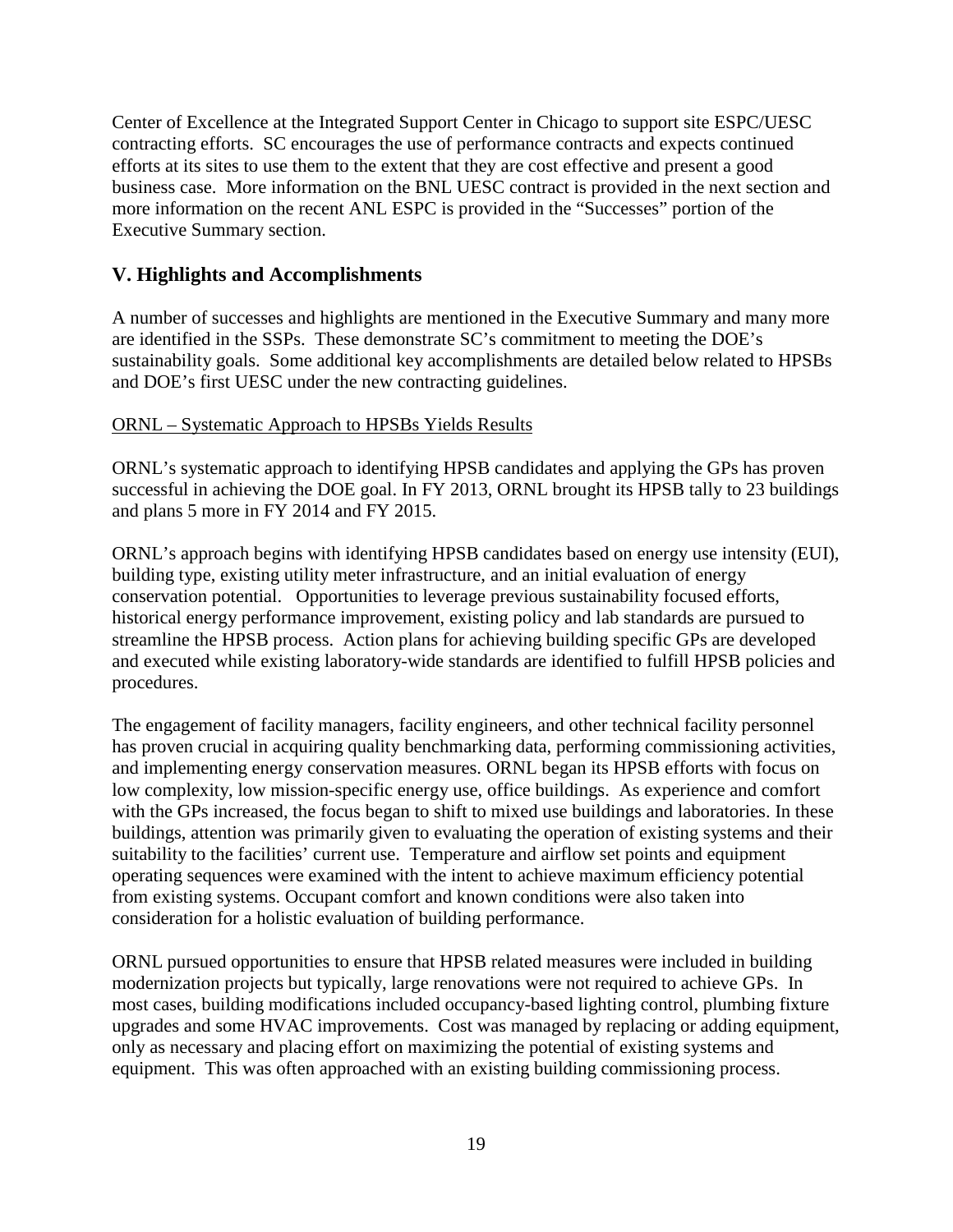Center of Excellence at the Integrated Support Center in Chicago to support site ESPC/UESC contracting efforts. SC encourages the use of performance contracts and expects continued efforts at its sites to use them to the extent that they are cost effective and present a good business case. More information on the BNL UESC contract is provided in the next section and more information on the recent ANL ESPC is provided in the "Successes" portion of the Executive Summary section.

## V. Highlights and Accomplishments

A number of successes and highlights are mentioned in the Executive Summary and many more are identified in the SSPs. These demonstrate SC's commitment to meeting the DOE's sustainability goals. Some additional key accomplishments are detailed below related to HPSBs and DOE's first UESC under the new contracting guidelines.

ORNL – Systematic Approach to HPSBs Yields Results

ORNL's systematic approach to identifying HPSB candidates and applying the GPs has proven successful in achieving the DOE goal. In FY 2013, ORNL brought its HPSB tally to 23 buildings and plans 5 more in FY 2014 and FY 2015.

ORNL's approach begins with identifying HPSB candidates based on energy use intensity (EUI), building type, existing utility meter infrastructure, and an initial evaluation of energy conservation potential. Opportunities to leverage previous sustainability focused efforts, historical energy performance improvement, existing policy and lab standards are pursued to streamline the HPSB process. Action plans for achieving building specific GPs are developed and executed while existing laboratory-wide standards are identified to fulfill HPSB policies and procedures.

The engagement of facility managers, facility engineers, and other technical facility personnel has proven crucial in acquiring quality benchmarking data, performing commissioning activities, and implementing energy conservation measures. ORNL began its HPSB efforts with focus on low complexity, low mission-specific energy use, office buildings. As experience and comfort with the GPs increased, the focus began to shift to mixed use buildings and laboratories. In these buildings, attention was primarily given to evaluating the operation of existing systems and their suitability to the facilities' current use. Temperature and airflow set points and equipment operating sequences were examined with the intent to achieve maximum efficiency potential from existing systems. Occupant comfort and known conditions were also taken into consideration for a holistic evaluation of building performance.

ORNL pursued opportunities to ensure that HPSB related measures were included in building modernization projects but typically, large renovations were not required to achieve GPs. In most cases, building modifications included occupancy-based lighting control, plumbing fixture upgrades and some HVAC improvements. Cost was managed by replacing or adding equipment, only as necessary and placing effort on maximizing the potential of existing systems and equipment. This was often approached with an existing building commissioning process.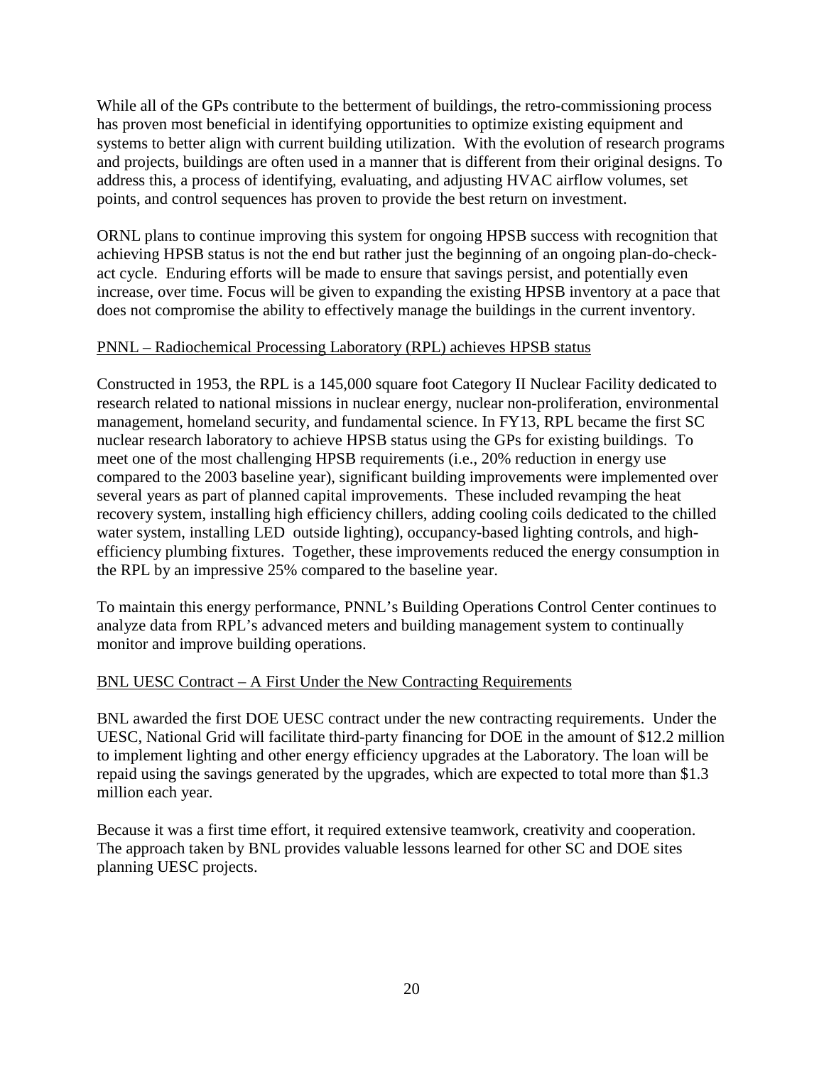While all of the GPs contribute to the betterment of buildings, the retro-commissioning process has proven most beneficial in identifying opportunities to optimize existing equipment and systems to better align with current building utilization. With the evolution of research programs and projects, buildings are often used in a manner that is different from their original designs. To address this, a process of identifying, evaluating, and adjusting HVAC airflow volumes, set points, and control sequences has proven to provide the best return on investment.

ORNL plans to continue improving this system for ongoing HPSB success with recognition that achieving HPSB status is not the end but rather just the beginning of an ongoing plan-do-check-act cycle. Enduring efforts will be made to ensure that savings persist, and potentially even increase, over time. Focus will be given to expanding the existing HPSB inventory at a pace that does not compromise the ability to effectively manage the buildings in the current inventory.

<u>PNNL – Radiochemical Processing Laboratory (RPL) achieves HPSB status</u>

Constructed in 1953, the RPL is a 145,000 square foot Category II Nuclear Facility dedicated to research related to national missions in nuclear energy, nuclear non-proliferation, environmental management, homeland security, and fundamental science. In FY13, RPL became the first SC nuclear research laboratory to achieve HPSB status using the GPs for existing buildings. To meet one of the most challenging HPSB requirements (i.e., 20% reduction in energy use compared to the 2003 baseline year), significant building improvements were implemented over several years as part of planned capital improvements. These included revamping the heat recovery system, installing high efficiency chillers, adding cooling coils dedicated to the chilled water system, installing LED outside lighting), occupancy-based lighting controls, and high-efficiency plumbing fixtures. Together, these improvements reduced the energy consumption in the RPL by an impressive 25% compared to the baseline year.

To maintain this energy performance, PNNL's Building Operations Control Center continues to analyze data from RPL's advanced meters and building management system to continually monitor and improve building operations.

<u>BNL UESC Contract – A First Under the New Contracting Requirements</u>

BNL awarded the first DOE UESC contract under the new contracting requirements. Under the UESC, National Grid will facilitate third-party financing for DOE in the amount of $12.2 million to implement lighting and other energy efficiency upgrades at the Laboratory. The loan will be repaid using the savings generated by the upgrades, which are expected to total more than $1.3 million each year.

Because it was a first time effort, it required extensive teamwork, creativity and cooperation. The approach taken by BNL provides valuable lessons learned for other SC and DOE sites planning UESC projects.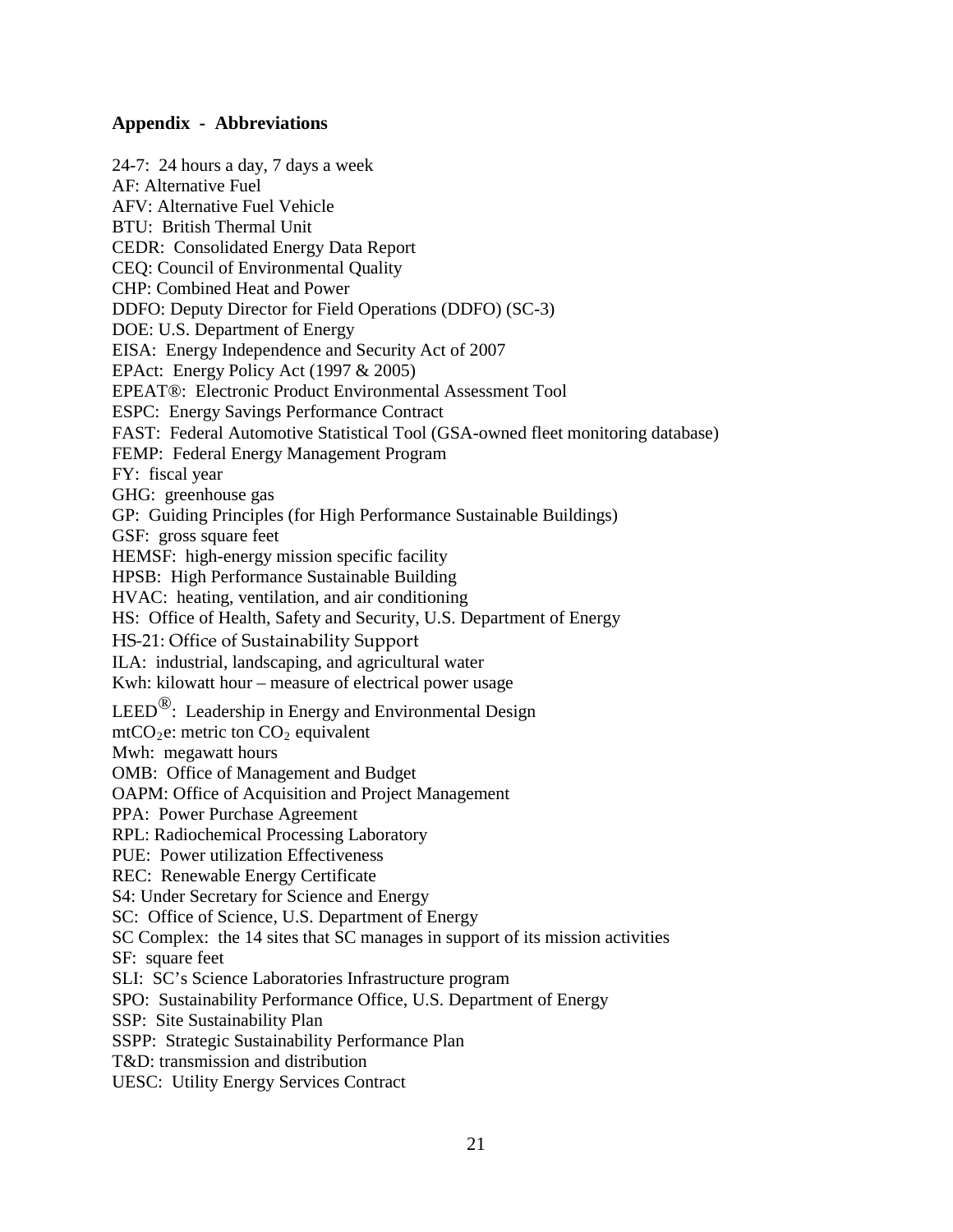**Appendix - Abbreviations**

24-7: 24 hours a day, 7 days a week
AF: Alternative Fuel
AFV: Alternative Fuel Vehicle
BTU: British Thermal Unit
CEDR: Consolidated Energy Data Report
CEQ: Council of Environmental Quality
CHP: Combined Heat and Power
DDFO: Deputy Director for Field Operations (DDFO) (SC-3)
DOE: U.S. Department of Energy
EISA: Energy Independence and Security Act of 2007
EPAct: Energy Policy Act (1997 & 2005)
EPEAT®: Electronic Product Environmental Assessment Tool
ESPC: Energy Savings Performance Contract
FAST: Federal Automotive Statistical Tool (GSA-owned fleet monitoring database)
FEMP: Federal Energy Management Program
FY: fiscal year
GHG: greenhouse gas
GP: Guiding Principles (for High Performance Sustainable Buildings)
GSF: gross square feet
HEMSF: high-energy mission specific facility
HPSB: High Performance Sustainable Building
HVAC: heating, ventilation, and air conditioning
HS: Office of Health, Safety and Security, U.S. Department of Energy
HS-21: Office of Sustainability Support
ILA: industrial, landscaping, and agricultural water
Kwh: kilowatt hour – measure of electrical power usage
LEED®: Leadership in Energy and Environmental Design
mt$CO_2$e: metric ton $CO_2$ equivalent
Mwh: megawatt hours
OMB: Office of Management and Budget
OAPM: Office of Acquisition and Project Management
PPA: Power Purchase Agreement
RPL: Radiochemical Processing Laboratory
PUE: Power utilization Effectiveness
REC: Renewable Energy Certificate
S4: Under Secretary for Science and Energy
SC: Office of Science, U.S. Department of Energy
SC Complex: the 14 sites that SC manages in support of its mission activities
SF: square feet
SLI: SC's Science Laboratories Infrastructure program
SPO: Sustainability Performance Office, U.S. Department of Energy
SSP: Site Sustainability Plan
SSPP: Strategic Sustainability Performance Plan
T&D: transmission and distribution
UESC: Utility Energy Services Contract